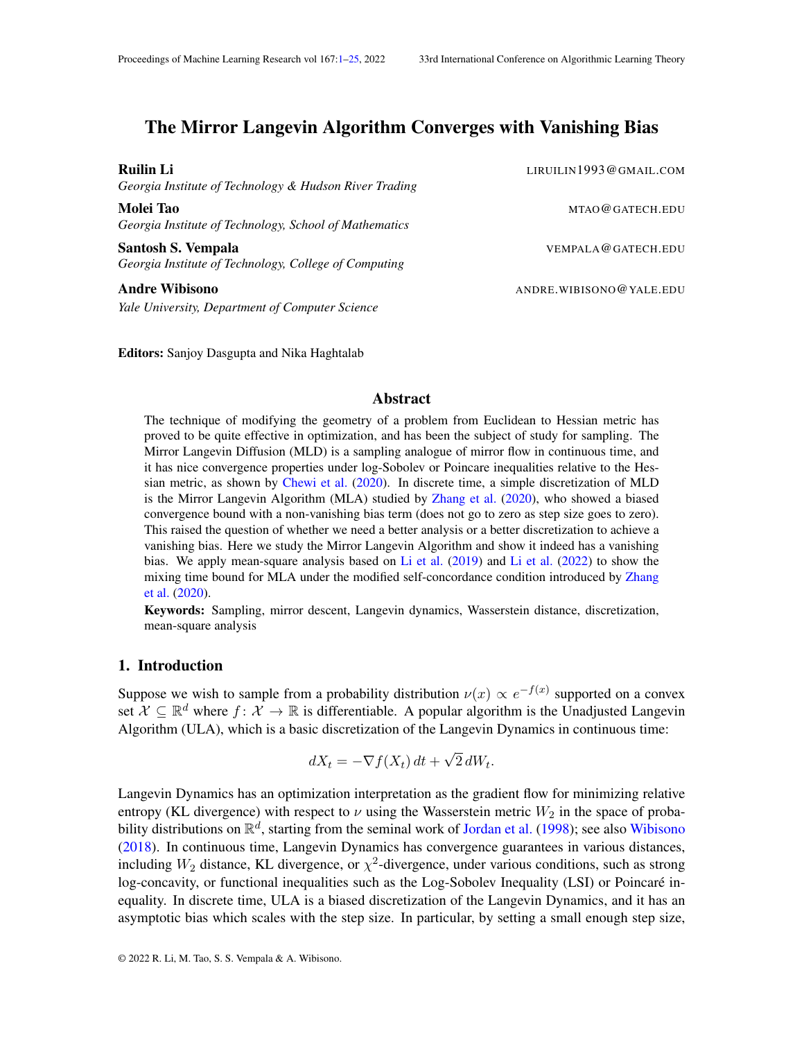# The Mirror Langevin Algorithm Converges with Vanishing Bias

**Ruilin Li** LIRUILIN1993@GMAIL.COM
*Georgia Institute of Technology & Hudson River Trading*

**Molei Tao** MTAO@GATECH.EDU
*Georgia Institute of Technology, School of Mathematics*

**Santosh S. Vempala** VEMPALA@GATECH.EDU
*Georgia Institute of Technology, College of Computing*

**Andre Wibisono** ANDRE.WIBISONO@YALE.EDU
*Yale University, Department of Computer Science*

**Editors:** Sanjoy Dasgupta and Nika Haghtalab

## Abstract

The technique of modifying the geometry of a problem from Euclidean to Hessian metric has proved to be quite effective in optimization, and has been the subject of study for sampling. The Mirror Langevin Diffusion (MLD) is a sampling analogue of mirror flow in continuous time, and it has nice convergence properties under log-Sobolev or Poincare inequalities relative to the Hessian metric, as shown by Chewi et al. (2020). In discrete time, a simple discretization of MLD is the Mirror Langevin Algorithm (MLA) studied by Zhang et al. (2020), who showed a biased convergence bound with a non-vanishing bias term (does not go to zero as step size goes to zero). This raised the question of whether we need a better analysis or a better discretization to achieve a vanishing bias. Here we study the Mirror Langevin Algorithm and show it indeed has a vanishing bias. We apply mean-square analysis based on Li et al. (2019) and Li et al. (2022) to show the mixing time bound for MLA under the modified self-concordance condition introduced by Zhang et al. (2020).

**Keywords:** Sampling, mirror descent, Langevin dynamics, Wasserstein distance, discretization, mean-square analysis

## 1. Introduction

Suppose we wish to sample from a probability distribution $\nu(x) \propto e^{-f(x)}$ supported on a convex set $\mathcal{X} \subseteq \mathbb{R}^d$ where $f\colon \mathcal{X} \to \mathbb{R}$ is differentiable. A popular algorithm is the Unadjusted Langevin Algorithm (ULA), which is a basic discretization of the Langevin Dynamics in continuous time:

$$dX_t = -\nabla f(X_t)\, dt + \sqrt{2}\, dW_t.$$

Langevin Dynamics has an optimization interpretation as the gradient flow for minimizing relative entropy (KL divergence) with respect to $\nu$ using the Wasserstein metric $W_2$ in the space of probability distributions on $\mathbb{R}^d$, starting from the seminal work of Jordan et al. (1998); see also Wibisono (2018). In continuous time, Langevin Dynamics has convergence guarantees in various distances, including $W_2$ distance, KL divergence, or $\chi^2$-divergence, under various conditions, such as strong log-concavity, or functional inequalities such as the Log-Sobolev Inequality (LSI) or Poincaré inequality. In discrete time, ULA is a biased discretization of the Langevin Dynamics, and it has an asymptotic bias which scales with the step size. In particular, by setting a small enough step size,

© 2022 R. Li, M. Tao, S. S. Vempala & A. Wibisono.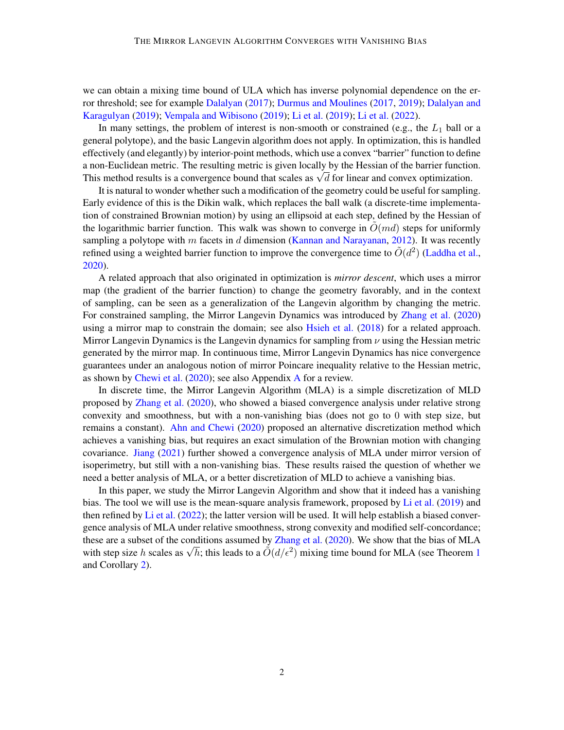we can obtain a mixing time bound of ULA which has inverse polynomial dependence on the error threshold; see for example Dalalyan (2017); Durmus and Moulines (2017, 2019); Dalalyan and Karagulyan (2019); Vempala and Wibisono (2019); Li et al. (2019); Li et al. (2022).

In many settings, the problem of interest is non-smooth or constrained (e.g., the $L_1$ ball or a general polytope), and the basic Langevin algorithm does not apply. In optimization, this is handled effectively (and elegantly) by interior-point methods, which use a convex "barrier" function to define a non-Euclidean metric. The resulting metric is given locally by the Hessian of the barrier function. This method results is a convergence bound that scales as $\sqrt{d}$ for linear and convex optimization.

It is natural to wonder whether such a modification of the geometry could be useful for sampling. Early evidence of this is the Dikin walk, which replaces the ball walk (a discrete-time implementation of constrained Brownian motion) by using an ellipsoid at each step, defined by the Hessian of the logarithmic barrier function. This walk was shown to converge in $\tilde{O}(md)$ steps for uniformly sampling a polytope with $m$ facets in $d$ dimension (Kannan and Narayanan, 2012). It was recently refined using a weighted barrier function to improve the convergence time to $\tilde{O}(d^2)$ (Laddha et al., 2020).

A related approach that also originated in optimization is *mirror descent*, which uses a mirror map (the gradient of the barrier function) to change the geometry favorably, and in the context of sampling, can be seen as a generalization of the Langevin algorithm by changing the metric. For constrained sampling, the Mirror Langevin Dynamics was introduced by Zhang et al. (2020) using a mirror map to constrain the domain; see also Hsieh et al. (2018) for a related approach. Mirror Langevin Dynamics is the Langevin dynamics for sampling from $\nu$ using the Hessian metric generated by the mirror map. In continuous time, Mirror Langevin Dynamics has nice convergence guarantees under an analogous notion of mirror Poincare inequality relative to the Hessian metric, as shown by Chewi et al. (2020); see also Appendix A for a review.

In discrete time, the Mirror Langevin Algorithm (MLA) is a simple discretization of MLD proposed by Zhang et al. (2020), who showed a biased convergence analysis under relative strong convexity and smoothness, but with a non-vanishing bias (does not go to 0 with step size, but remains a constant). Ahn and Chewi (2020) proposed an alternative discretization method which achieves a vanishing bias, but requires an exact simulation of the Brownian motion with changing covariance. Jiang (2021) further showed a convergence analysis of MLA under mirror version of isoperimetry, but still with a non-vanishing bias. These results raised the question of whether we need a better analysis of MLA, or a better discretization of MLD to achieve a vanishing bias.

In this paper, we study the Mirror Langevin Algorithm and show that it indeed has a vanishing bias. The tool we will use is the mean-square analysis framework, proposed by Li et al. (2019) and then refined by Li et al. (2022); the latter version will be used. It will help establish a biased convergence analysis of MLA under relative smoothness, strong convexity and modified self-concordance; these are a subset of the conditions assumed by Zhang et al. (2020). We show that the bias of MLA with step size $h$ scales as $\sqrt{h}$; this leads to a $\tilde{O}(d/\epsilon^2)$ mixing time bound for MLA (see Theorem 1 and Corollary 2).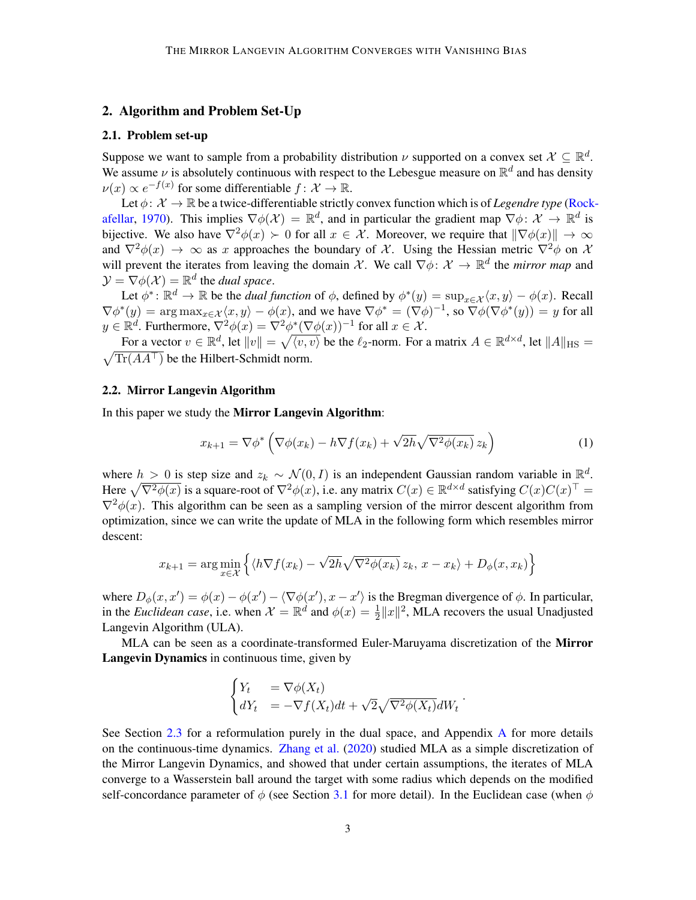## 2. Algorithm and Problem Set-Up

### 2.1. Problem set-up

Suppose we want to sample from a probability distribution $\nu$ supported on a convex set $\mathcal{X} \subseteq \mathbb{R}^d$. We assume $\nu$ is absolutely continuous with respect to the Lebesgue measure on $\mathbb{R}^d$ and has density $\nu(x) \propto e^{-f(x)}$ for some differentiable $f \colon \mathcal{X} \to \mathbb{R}$.

Let $\phi \colon \mathcal{X} \to \mathbb{R}$ be a twice-differentiable strictly convex function which is of *Legendre type* (Rockafellar, 1970). This implies $\nabla\phi(\mathcal{X}) = \mathbb{R}^d$, and in particular the gradient map $\nabla\phi \colon \mathcal{X} \to \mathbb{R}^d$ is bijective. We also have $\nabla^2\phi(x) \succ 0$ for all $x \in \mathcal{X}$. Moreover, we require that $\|\nabla\phi(x)\| \to \infty$ and $\nabla^2\phi(x) \to \infty$ as $x$ approaches the boundary of $\mathcal{X}$. Using the Hessian metric $\nabla^2\phi$ on $\mathcal{X}$ will prevent the iterates from leaving the domain $\mathcal{X}$. We call $\nabla\phi \colon \mathcal{X} \to \mathbb{R}^d$ the *mirror map* and $\mathcal{Y} = \nabla\phi(\mathcal{X}) = \mathbb{R}^d$ the *dual space*.

Let $\phi^* \colon \mathbb{R}^d \to \mathbb{R}$ be the *dual function* of $\phi$, defined by $\phi^*(y) = \sup_{x \in \mathcal{X}} \langle x, y\rangle - \phi(x)$. Recall $\nabla\phi^*(y) = \arg\max_{x\in\mathcal{X}} \langle x, y\rangle - \phi(x)$, and we have $\nabla\phi^* = (\nabla\phi)^{-1}$, so $\nabla\phi(\nabla\phi^*(y)) = y$ for all $y \in \mathbb{R}^d$. Furthermore, $\nabla^2\phi(x) = \nabla^2\phi^*(\nabla\phi(x))^{-1}$ for all $x \in \mathcal{X}$.

For a vector $v \in \mathbb{R}^d$, let $\|v\| = \sqrt{\langle v, v\rangle}$ be the $\ell_2$-norm. For a matrix $A \in \mathbb{R}^{d\times d}$, let $\|A\|_{\mathrm{HS}} = \sqrt{\mathrm{Tr}(AA^\top)}$ be the Hilbert-Schmidt norm.

### 2.2. Mirror Langevin Algorithm

In this paper we study the **Mirror Langevin Algorithm**:

$$x_{k+1} = \nabla\phi^*\left(\nabla\phi(x_k) - h\nabla f(x_k) + \sqrt{2h}\sqrt{\nabla^2\phi(x_k)}\, z_k\right) \tag{1}$$

where $h > 0$ is step size and $z_k \sim \mathcal{N}(0, I)$ is an independent Gaussian random variable in $\mathbb{R}^d$. Here $\sqrt{\nabla^2\phi(x)}$ is a square-root of $\nabla^2\phi(x)$, i.e. any matrix $C(x) \in \mathbb{R}^{d\times d}$ satisfying $C(x)C(x)^\top = \nabla^2\phi(x)$. This algorithm can be seen as a sampling version of the mirror descent algorithm from optimization, since we can write the update of MLA in the following form which resembles mirror descent:

$$x_{k+1} = \arg\min_{x\in\mathcal{X}} \left\{ \langle h\nabla f(x_k) - \sqrt{2h}\sqrt{\nabla^2\phi(x_k)}\, z_k,\, x - x_k\rangle + D_\phi(x, x_k)\right\}$$

where $D_\phi(x, x') = \phi(x) - \phi(x') - \langle\nabla\phi(x'), x - x'\rangle$ is the Bregman divergence of $\phi$. In particular, in the *Euclidean case*, i.e. when $\mathcal{X} = \mathbb{R}^d$ and $\phi(x) = \frac{1}{2}\|x\|^2$, MLA recovers the usual Unadjusted Langevin Algorithm (ULA).

MLA can be seen as a coordinate-transformed Euler-Maruyama discretization of the **Mirror Langevin Dynamics** in continuous time, given by

$$\begin{cases} Y_t &= \nabla\phi(X_t) \\ dY_t &= -\nabla f(X_t)dt + \sqrt{2}\sqrt{\nabla^2\phi(X_t)}dW_t \end{cases}.$$

See Section 2.3 for a reformulation purely in the dual space, and Appendix A for more details on the continuous-time dynamics. Zhang et al. (2020) studied MLA as a simple discretization of the Mirror Langevin Dynamics, and showed that under certain assumptions, the iterates of MLA converge to a Wasserstein ball around the target with some radius which depends on the modified self-concordance parameter of $\phi$ (see Section 3.1 for more detail). In the Euclidean case (when $\phi$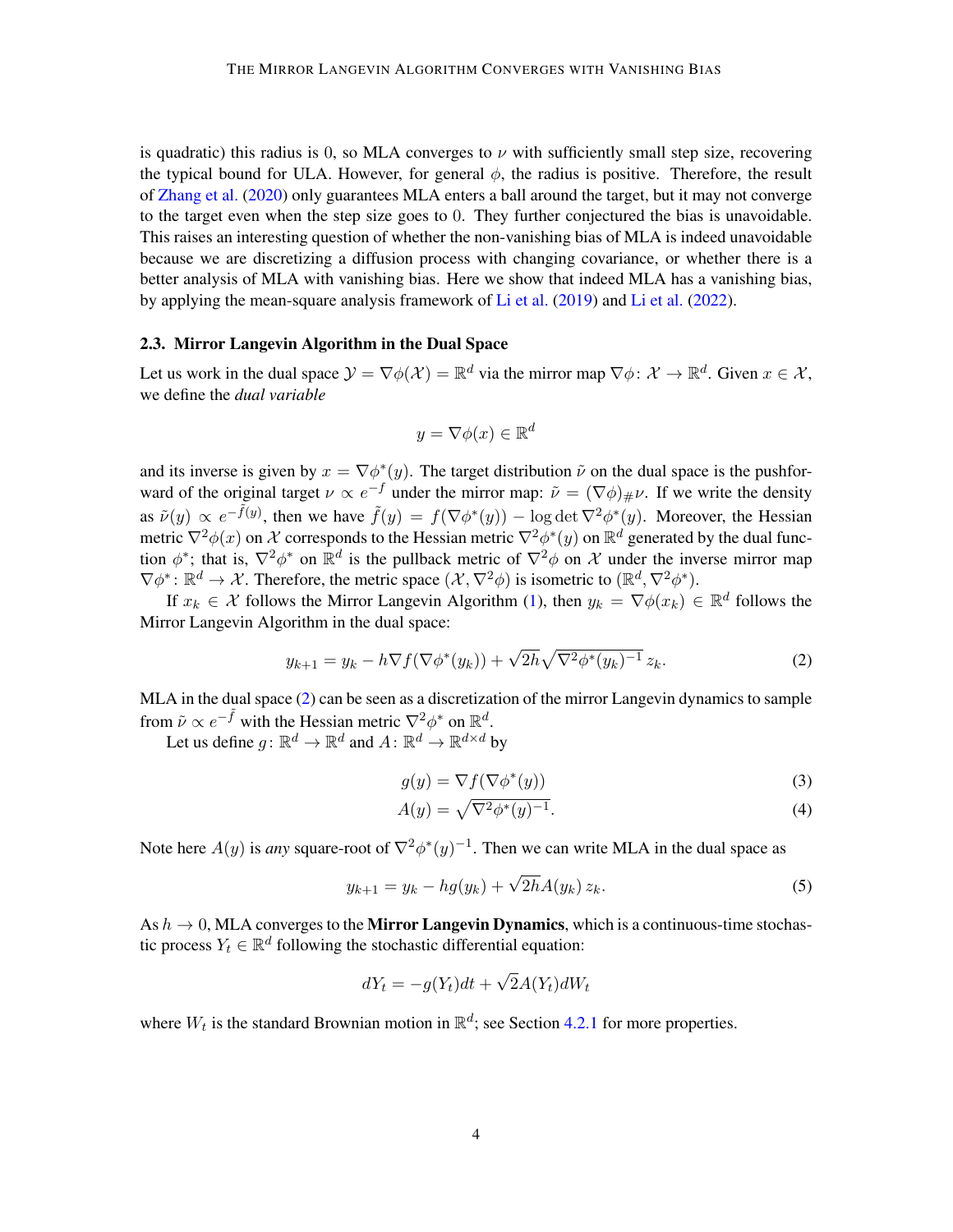is quadratic) this radius is 0, so MLA converges to $\nu$ with sufficiently small step size, recovering the typical bound for ULA. However, for general $\phi$, the radius is positive. Therefore, the result of Zhang et al. (2020) only guarantees MLA enters a ball around the target, but it may not converge to the target even when the step size goes to 0. They further conjectured the bias is unavoidable. This raises an interesting question of whether the non-vanishing bias of MLA is indeed unavoidable because we are discretizing a diffusion process with changing covariance, or whether there is a better analysis of MLA with vanishing bias. Here we show that indeed MLA has a vanishing bias, by applying the mean-square analysis framework of Li et al. (2019) and Li et al. (2022).

### 2.3. Mirror Langevin Algorithm in the Dual Space

Let us work in the dual space $\mathcal{Y} = \nabla\phi(\mathcal{X}) = \mathbb{R}^d$ via the mirror map $\nabla\phi\colon \mathcal{X} \to \mathbb{R}^d$. Given $x \in \mathcal{X}$, we define the *dual variable*

$$y = \nabla\phi(x) \in \mathbb{R}^d$$

and its inverse is given by $x = \nabla\phi^*(y)$. The target distribution $\tilde{\nu}$ on the dual space is the pushforward of the original target $\nu \propto e^{-f}$ under the mirror map: $\tilde{\nu} = (\nabla\phi)_\#\nu$. If we write the density as $\tilde{\nu}(y) \propto e^{-\tilde{f}(y)}$, then we have $\tilde{f}(y) = f(\nabla\phi^*(y)) - \log\det\nabla^2\phi^*(y)$. Moreover, the Hessian metric $\nabla^2\phi(x)$ on $\mathcal{X}$ corresponds to the Hessian metric $\nabla^2\phi^*(y)$ on $\mathbb{R}^d$ generated by the dual function $\phi^*$; that is, $\nabla^2\phi^*$ on $\mathbb{R}^d$ is the pullback metric of $\nabla^2\phi$ on $\mathcal{X}$ under the inverse mirror map $\nabla\phi^*\colon \mathbb{R}^d \to \mathcal{X}$. Therefore, the metric space $(\mathcal{X}, \nabla^2\phi)$ is isometric to $(\mathbb{R}^d, \nabla^2\phi^*)$.

If $x_k \in \mathcal{X}$ follows the Mirror Langevin Algorithm (1), then $y_k = \nabla\phi(x_k) \in \mathbb{R}^d$ follows the Mirror Langevin Algorithm in the dual space:

$$y_{k+1} = y_k - h\nabla f(\nabla\phi^*(y_k)) + \sqrt{2h}\sqrt{\nabla^2\phi^*(y_k)^{-1}}\, z_k. \tag{2}$$

MLA in the dual space (2) can be seen as a discretization of the mirror Langevin dynamics to sample from $\tilde{\nu} \propto e^{-\tilde{f}}$ with the Hessian metric $\nabla^2\phi^*$ on $\mathbb{R}^d$.

Let us define $g\colon \mathbb{R}^d \to \mathbb{R}^d$ and $A\colon \mathbb{R}^d \to \mathbb{R}^{d\times d}$ by

$$g(y) = \nabla f(\nabla\phi^*(y)) \tag{3}$$

$$A(y) = \sqrt{\nabla^2\phi^*(y)^{-1}}. \tag{4}$$

Note here $A(y)$ is *any* square-root of $\nabla^2\phi^*(y)^{-1}$. Then we can write MLA in the dual space as

$$y_{k+1} = y_k - hg(y_k) + \sqrt{2h}A(y_k)\, z_k. \tag{5}$$

As $h \to 0$, MLA converges to the **Mirror Langevin Dynamics**, which is a continuous-time stochastic process $Y_t \in \mathbb{R}^d$ following the stochastic differential equation:

$$dY_t = -g(Y_t)dt + \sqrt{2}A(Y_t)dW_t$$

where $W_t$ is the standard Brownian motion in $\mathbb{R}^d$; see Section 4.2.1 for more properties.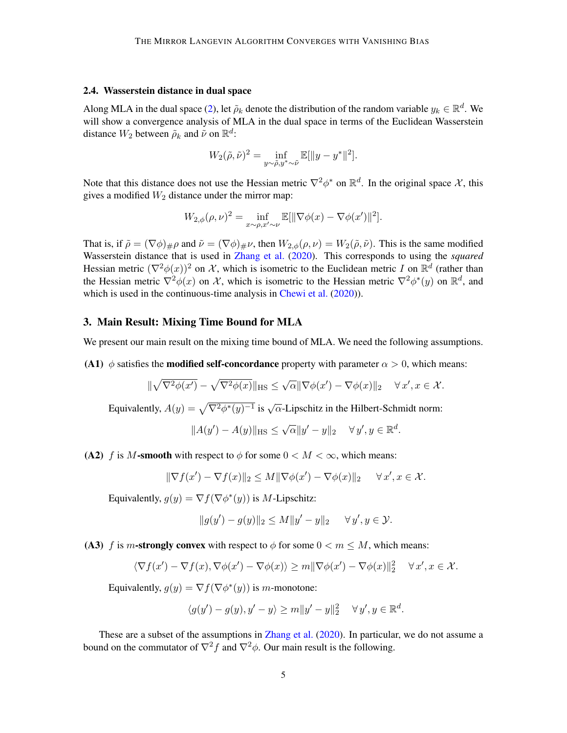### 2.4. Wasserstein distance in dual space

Along MLA in the dual space (2), let $\tilde{\rho}_k$ denote the distribution of the random variable $y_k \in \mathbb{R}^d$. We will show a convergence analysis of MLA in the dual space in terms of the Euclidean Wasserstein distance $W_2$ between $\tilde{\rho}_k$ and $\tilde{\nu}$ on $\mathbb{R}^d$:

$$W_2(\tilde{\rho}, \tilde{\nu})^2 = \inf_{y \sim \tilde{\rho}, y^* \sim \tilde{\nu}} \mathbb{E}[\|y - y^*\|^2].$$

Note that this distance does not use the Hessian metric $\nabla^2 \phi^*$ on $\mathbb{R}^d$. In the original space $\mathcal{X}$, this gives a modified $W_2$ distance under the mirror map:

$$W_{2,\phi}(\rho, \nu)^2 = \inf_{x \sim \rho, x' \sim \nu} \mathbb{E}[\|\nabla \phi(x) - \nabla \phi(x')\|^2].$$

That is, if $\tilde{\rho} = (\nabla \phi)_\# \rho$ and $\tilde{\nu} = (\nabla \phi)_\# \nu$, then $W_{2,\phi}(\rho, \nu) = W_2(\tilde{\rho}, \tilde{\nu})$. This is the same modified Wasserstein distance that is used in Zhang et al. (2020). This corresponds to using the *squared* Hessian metric $(\nabla^2 \phi(x))^2$ on $\mathcal{X}$, which is isometric to the Euclidean metric $I$ on $\mathbb{R}^d$ (rather than the Hessian metric $\nabla^2 \phi(x)$ on $\mathcal{X}$, which is isometric to the Hessian metric $\nabla^2 \phi^*(y)$ on $\mathbb{R}^d$, and which is used in the continuous-time analysis in Chewi et al. (2020)).

## 3. Main Result: Mixing Time Bound for MLA

We present our main result on the mixing time bound of MLA. We need the following assumptions.

**(A1)** $\phi$ satisfies the **modified self-concordance** property with parameter $\alpha > 0$, which means:

$$\|\sqrt{\nabla^2 \phi(x')} - \sqrt{\nabla^2 \phi(x)}\|_{\text{HS}} \le \sqrt{\alpha} \|\nabla \phi(x') - \nabla \phi(x)\|_2 \quad \forall\, x', x \in \mathcal{X}.$$

Equivalently, $A(y) = \sqrt{\nabla^2 \phi^*(y)^{-1}}$ is $\sqrt{\alpha}$-Lipschitz in the Hilbert-Schmidt norm:

$$\|A(y') - A(y)\|_{\text{HS}} \le \sqrt{\alpha} \|y' - y\|_2 \quad \forall\, y', y \in \mathbb{R}^d.$$

**(A2)** $f$ is $M$**-smooth** with respect to $\phi$ for some $0 < M < \infty$, which means:

$$\|\nabla f(x') - \nabla f(x)\|_2 \le M \|\nabla \phi(x') - \nabla \phi(x)\|_2 \quad \forall\, x', x \in \mathcal{X}.$$

Equivalently, $g(y) = \nabla f(\nabla \phi^*(y))$ is $M$-Lipschitz:

$$\|g(y') - g(y)\|_2 \le M \|y' - y\|_2 \quad \forall\, y', y \in \mathcal{Y}.$$

**(A3)** $f$ is $m$**-strongly convex** with respect to $\phi$ for some $0 < m \le M$, which means:

$$\langle \nabla f(x') - \nabla f(x), \nabla \phi(x') - \nabla \phi(x) \rangle \ge m \|\nabla \phi(x') - \nabla \phi(x)\|_2^2 \quad \forall\, x', x \in \mathcal{X}.$$

Equivalently, $g(y) = \nabla f(\nabla \phi^*(y))$ is $m$-monotone:

$$\langle g(y') - g(y), y' - y \rangle \ge m \|y' - y\|_2^2 \quad \forall\, y', y \in \mathbb{R}^d.$$

These are a subset of the assumptions in Zhang et al. (2020). In particular, we do not assume a bound on the commutator of $\nabla^2 f$ and $\nabla^2 \phi$. Our main result is the following.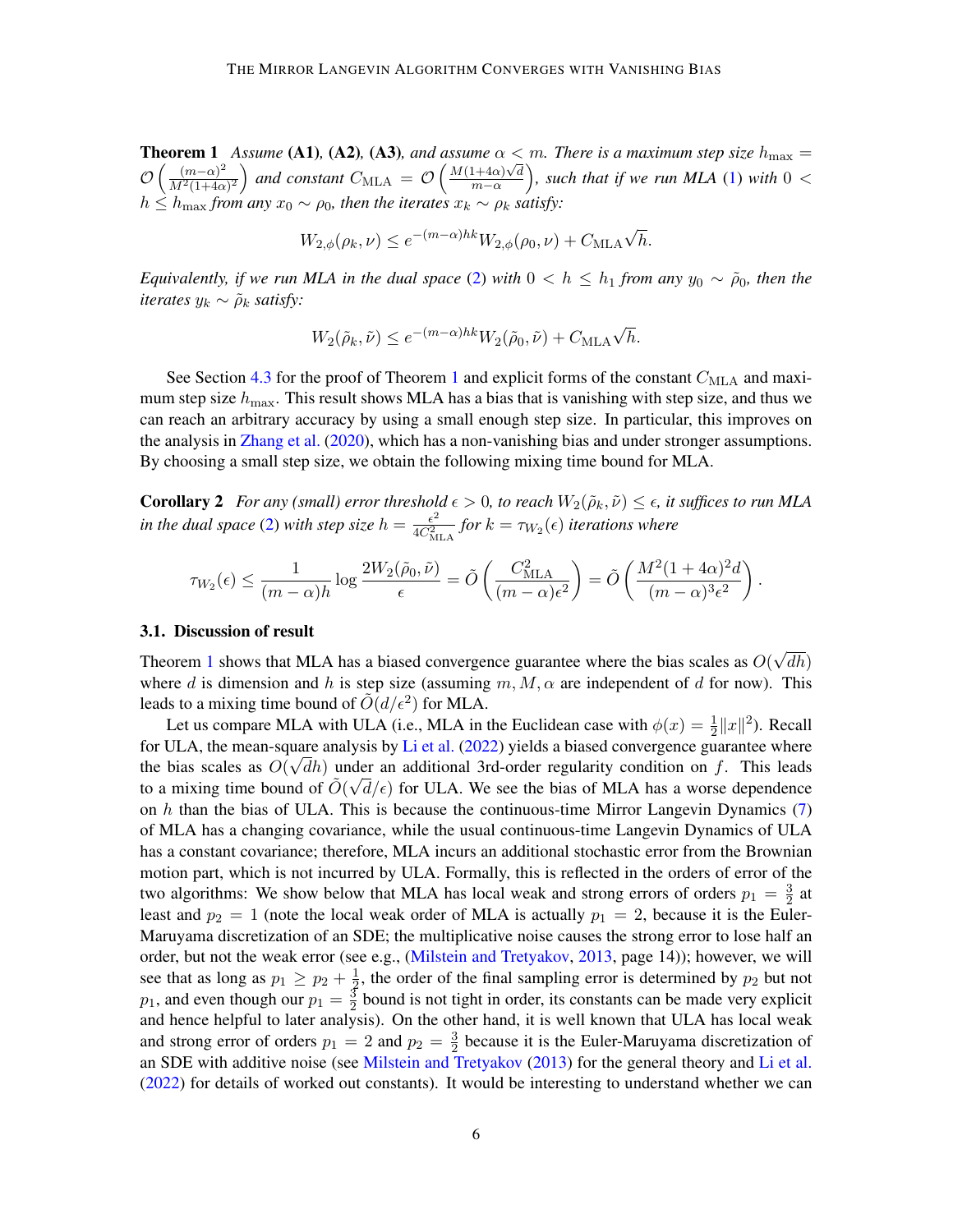**Theorem 1** *Assume* **(A1)**, **(A2)**, **(A3)**, *and assume* $\alpha < m$. *There is a maximum step size* $h_{\max} = \mathcal{O}\left(\frac{(m-\alpha)^2}{M^2(1+4\alpha)^2}\right)$ *and constant* $C_{\mathrm{MLA}} = \mathcal{O}\left(\frac{M(1+4\alpha)\sqrt{d}}{m-\alpha}\right)$, *such that if we run MLA* (1) *with* $0 < h \leq h_{\max}$ *from any* $x_0 \sim \rho_0$, *then the iterates* $x_k \sim \rho_k$ *satisfy:*

$$W_{2,\phi}(\rho_k, \nu) \leq e^{-(m-\alpha)hk} W_{2,\phi}(\rho_0, \nu) + C_{\mathrm{MLA}}\sqrt{h}.$$

*Equivalently, if we run MLA in the dual space* (2) *with* $0 < h \leq h_1$ *from any* $y_0 \sim \tilde{\rho}_0$, *then the iterates* $y_k \sim \tilde{\rho}_k$ *satisfy:*

$$W_2(\tilde{\rho}_k, \tilde{\nu}) \leq e^{-(m-\alpha)hk} W_2(\tilde{\rho}_0, \tilde{\nu}) + C_{\mathrm{MLA}}\sqrt{h}.$$

See Section 4.3 for the proof of Theorem 1 and explicit forms of the constant $C_{\mathrm{MLA}}$ and maximum step size $h_{\max}$. This result shows MLA has a bias that is vanishing with step size, and thus we can reach an arbitrary accuracy by using a small enough step size. In particular, this improves on the analysis in Zhang et al. (2020), which has a non-vanishing bias and under stronger assumptions. By choosing a small step size, we obtain the following mixing time bound for MLA.

**Corollary 2** *For any (small) error threshold* $\epsilon > 0$, *to reach* $W_2(\tilde{\rho}_k, \tilde{\nu}) \leq \epsilon$, *it suffices to run MLA in the dual space* (2) *with step size* $h = \frac{\epsilon^2}{4C_{\mathrm{MLA}}^2}$ *for* $k = \tau_{W_2}(\epsilon)$ *iterations where*

$$\tau_{W_2}(\epsilon) \leq \frac{1}{(m-\alpha)h} \log \frac{2W_2(\tilde{\rho}_0, \tilde{\nu})}{\epsilon} = \tilde{O}\left(\frac{C_{\mathrm{MLA}}^2}{(m-\alpha)\epsilon^2}\right) = \tilde{O}\left(\frac{M^2(1+4\alpha)^2 d}{(m-\alpha)^3\epsilon^2}\right).$$

### 3.1. Discussion of result

Theorem 1 shows that MLA has a biased convergence guarantee where the bias scales as $O(\sqrt{dh})$ where $d$ is dimension and $h$ is step size (assuming $m, M, \alpha$ are independent of $d$ for now). This leads to a mixing time bound of $\tilde{O}(d/\epsilon^2)$ for MLA.

Let us compare MLA with ULA (i.e., MLA in the Euclidean case with $\phi(x) = \frac{1}{2}\|x\|^2$). Recall for ULA, the mean-square analysis by Li et al. (2022) yields a biased convergence guarantee where the bias scales as $O(\sqrt{d}h)$ under an additional 3rd-order regularity condition on $f$. This leads to a mixing time bound of $\tilde{O}(\sqrt{d}/\epsilon)$ for ULA. We see the bias of MLA has a worse dependence on $h$ than the bias of ULA. This is because the continuous-time Mirror Langevin Dynamics (7) of MLA has a changing covariance, while the usual continuous-time Langevin Dynamics of ULA has a constant covariance; therefore, MLA incurs an additional stochastic error from the Brownian motion part, which is not incurred by ULA. Formally, this is reflected in the orders of error of the two algorithms: We show below that MLA has local weak and strong errors of orders $p_1 = \frac{3}{2}$ at least and $p_2 = 1$ (note the local weak order of MLA is actually $p_1 = 2$, because it is the Euler-Maruyama discretization of an SDE; the multiplicative noise causes the strong error to lose half an order, but not the weak error (see e.g., (Milstein and Tretyakov, 2013, page 14)); however, we will see that as long as $p_1 \geq p_2 + \frac{1}{2}$, the order of the final sampling error is determined by $p_2$ but not $p_1$, and even though our $p_1 = \frac{3}{2}$ bound is not tight in order, its constants can be made very explicit and hence helpful to later analysis). On the other hand, it is well known that ULA has local weak and strong error of orders $p_1 = 2$ and $p_2 = \frac{3}{2}$ because it is the Euler-Maruyama discretization of an SDE with additive noise (see Milstein and Tretyakov (2013) for the general theory and Li et al. (2022) for details of worked out constants). It would be interesting to understand whether we can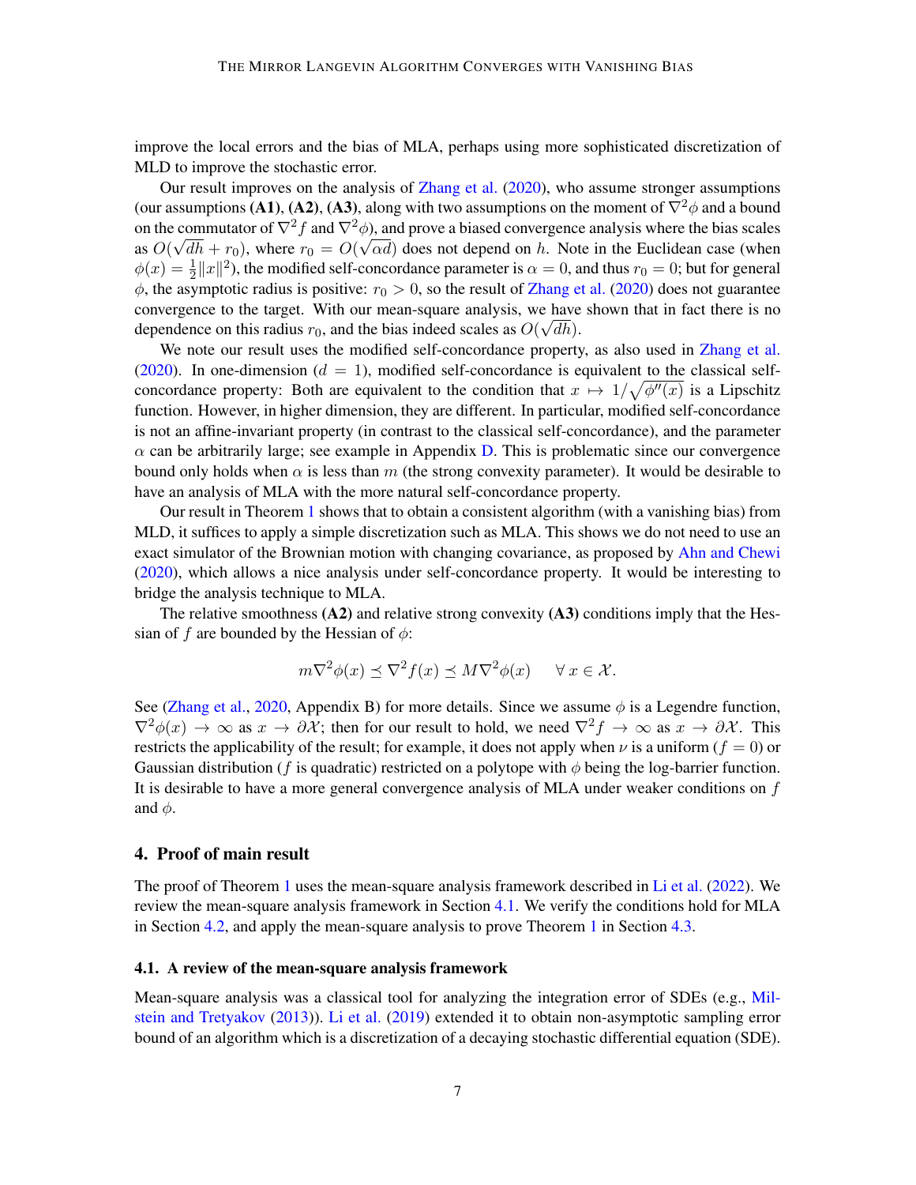improve the local errors and the bias of MLA, perhaps using more sophisticated discretization of MLD to improve the stochastic error.

Our result improves on the analysis of Zhang et al. (2020), who assume stronger assumptions (our assumptions **(A1)**, **(A2)**, **(A3)**, along with two assumptions on the moment of $\nabla^2\phi$ and a bound on the commutator of $\nabla^2 f$ and $\nabla^2\phi$), and prove a biased convergence analysis where the bias scales as $O(\sqrt{dh} + r_0)$, where $r_0 = O(\sqrt{\alpha d})$ does not depend on $h$. Note in the Euclidean case (when $\phi(x) = \frac{1}{2}\|x\|^2$), the modified self-concordance parameter is $\alpha = 0$, and thus $r_0 = 0$; but for general $\phi$, the asymptotic radius is positive: $r_0 > 0$, so the result of Zhang et al. (2020) does not guarantee convergence to the target. With our mean-square analysis, we have shown that in fact there is no dependence on this radius $r_0$, and the bias indeed scales as $O(\sqrt{dh})$.

We note our result uses the modified self-concordance property, as also used in Zhang et al. (2020). In one-dimension ($d = 1$), modified self-concordance is equivalent to the classical self-concordance property: Both are equivalent to the condition that $x \mapsto 1/\sqrt{\phi''(x)}$ is a Lipschitz function. However, in higher dimension, they are different. In particular, modified self-concordance is not an affine-invariant property (in contrast to the classical self-concordance), and the parameter $\alpha$ can be arbitrarily large; see example in Appendix D. This is problematic since our convergence bound only holds when $\alpha$ is less than $m$ (the strong convexity parameter). It would be desirable to have an analysis of MLA with the more natural self-concordance property.

Our result in Theorem 1 shows that to obtain a consistent algorithm (with a vanishing bias) from MLD, it suffices to apply a simple discretization such as MLA. This shows we do not need to use an exact simulator of the Brownian motion with changing covariance, as proposed by Ahn and Chewi (2020), which allows a nice analysis under self-concordance property. It would be interesting to bridge the analysis technique to MLA.

The relative smoothness **(A2)** and relative strong convexity **(A3)** conditions imply that the Hessian of $f$ are bounded by the Hessian of $\phi$:

$$m\nabla^2\phi(x) \preceq \nabla^2 f(x) \preceq M\nabla^2\phi(x) \quad \forall\, x \in \mathcal{X}.$$

See (Zhang et al., 2020, Appendix B) for more details. Since we assume $\phi$ is a Legendre function, $\nabla^2\phi(x) \to \infty$ as $x \to \partial\mathcal{X}$; then for our result to hold, we need $\nabla^2 f \to \infty$ as $x \to \partial\mathcal{X}$. This restricts the applicability of the result; for example, it does not apply when $\nu$ is a uniform ($f = 0$) or Gaussian distribution ($f$ is quadratic) restricted on a polytope with $\phi$ being the log-barrier function. It is desirable to have a more general convergence analysis of MLA under weaker conditions on $f$ and $\phi$.

## 4. Proof of main result

The proof of Theorem 1 uses the mean-square analysis framework described in Li et al. (2022). We review the mean-square analysis framework in Section 4.1. We verify the conditions hold for MLA in Section 4.2, and apply the mean-square analysis to prove Theorem 1 in Section 4.3.

### 4.1. A review of the mean-square analysis framework

Mean-square analysis was a classical tool for analyzing the integration error of SDEs (e.g., Milstein and Tretyakov (2013)). Li et al. (2019) extended it to obtain non-asymptotic sampling error bound of an algorithm which is a discretization of a decaying stochastic differential equation (SDE).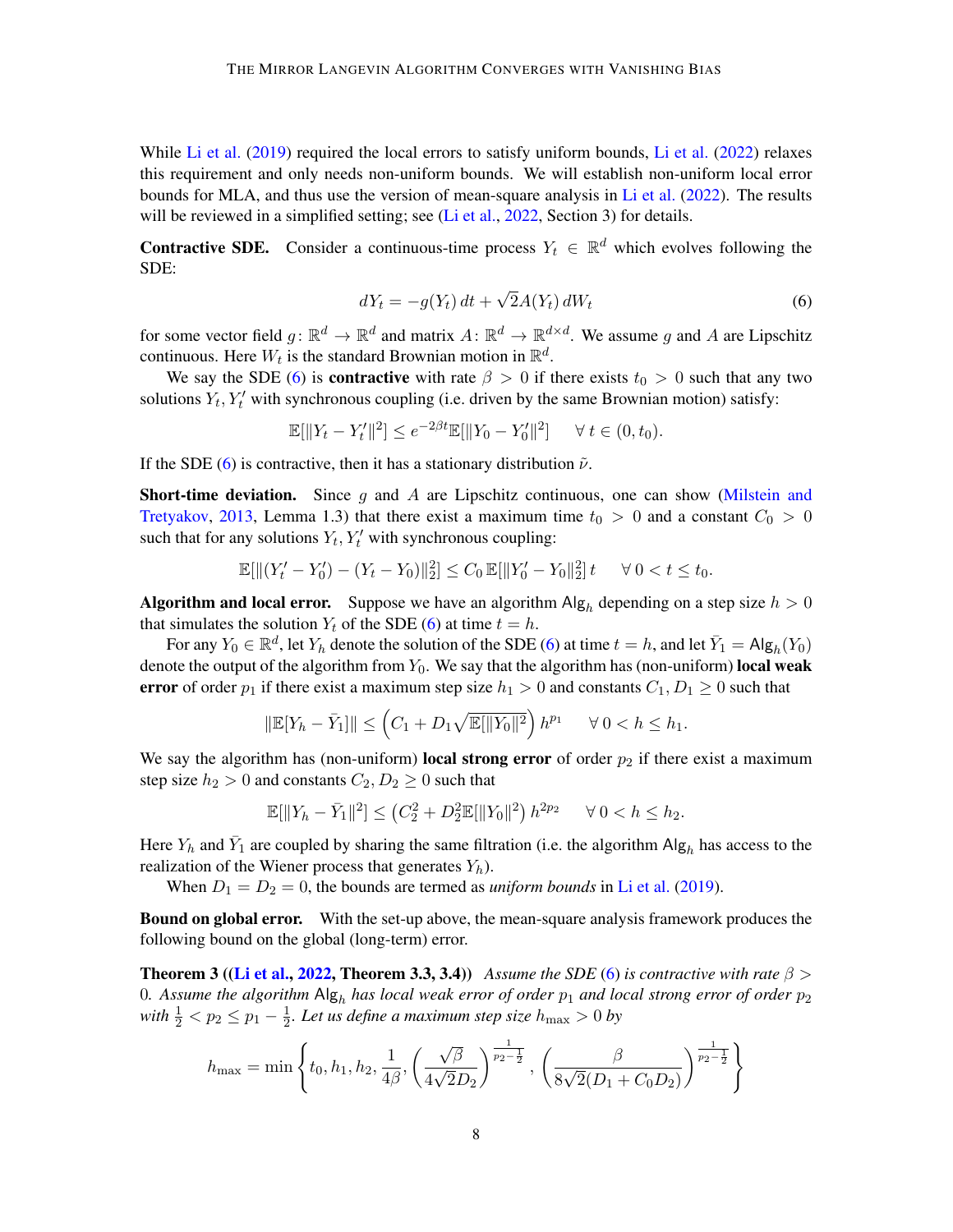While Li et al. (2019) required the local errors to satisfy uniform bounds, Li et al. (2022) relaxes this requirement and only needs non-uniform bounds. We will establish non-uniform local error bounds for MLA, and thus use the version of mean-square analysis in Li et al. (2022). The results will be reviewed in a simplified setting; see (Li et al., 2022, Section 3) for details.

**Contractive SDE.** Consider a continuous-time process $Y_t \in \mathbb{R}^d$ which evolves following the SDE:

$$dY_t = -g(Y_t)\,dt + \sqrt{2}A(Y_t)\,dW_t \tag{6}$$

for some vector field $g\colon \mathbb{R}^d \to \mathbb{R}^d$ and matrix $A\colon \mathbb{R}^d \to \mathbb{R}^{d\times d}$. We assume $g$ and $A$ are Lipschitz continuous. Here $W_t$ is the standard Brownian motion in $\mathbb{R}^d$.

We say the SDE (6) is **contractive** with rate $\beta > 0$ if there exists $t_0 > 0$ such that any two solutions $Y_t, Y_t'$ with synchronous coupling (i.e. driven by the same Brownian motion) satisfy:

$$\mathbb{E}[\|Y_t - Y_t'\|^2] \le e^{-2\beta t}\mathbb{E}[\|Y_0 - Y_0'\|^2] \quad \forall\, t \in (0, t_0).$$

If the SDE (6) is contractive, then it has a stationary distribution $\tilde{\nu}$.

**Short-time deviation.** Since $g$ and $A$ are Lipschitz continuous, one can show (Milstein and Tretyakov, 2013, Lemma 1.3) that there exist a maximum time $t_0 > 0$ and a constant $C_0 > 0$ such that for any solutions $Y_t, Y_t'$ with synchronous coupling:

$$\mathbb{E}[\|(Y_t' - Y_0') - (Y_t - Y_0)\|_2^2] \le C_0\, \mathbb{E}[\|Y_0' - Y_0\|_2^2]\, t \quad \forall\, 0 < t \le t_0.$$

**Algorithm and local error.** Suppose we have an algorithm $\mathsf{Alg}_h$ depending on a step size $h > 0$ that simulates the solution $Y_t$ of the SDE (6) at time $t = h$.

For any $Y_0 \in \mathbb{R}^d$, let $Y_h$ denote the solution of the SDE (6) at time $t = h$, and let $\bar{Y}_1 = \mathsf{Alg}_h(Y_0)$ denote the output of the algorithm from $Y_0$. We say that the algorithm has (non-uniform) **local weak error** of order $p_1$ if there exist a maximum step size $h_1 > 0$ and constants $C_1, D_1 \ge 0$ such that

$$\|\mathbb{E}[Y_h - \bar{Y}_1]\| \le \left(C_1 + D_1\sqrt{\mathbb{E}[\|Y_0\|^2}\right) h^{p_1} \quad \forall\, 0 < h \le h_1.$$

We say the algorithm has (non-uniform) **local strong error** of order $p_2$ if there exist a maximum step size $h_2 > 0$ and constants $C_2, D_2 \ge 0$ such that

$$\mathbb{E}[\|Y_h - \bar{Y}_1\|^2] \le \left(C_2^2 + D_2^2\mathbb{E}[\|Y_0\|^2\right) h^{2p_2} \quad \forall\, 0 < h \le h_2.$$

Here $Y_h$ and $\bar{Y}_1$ are coupled by sharing the same filtration (i.e. the algorithm $\mathsf{Alg}_h$ has access to the realization of the Wiener process that generates $Y_h$).

When $D_1 = D_2 = 0$, the bounds are termed as *uniform bounds* in Li et al. (2019).

**Bound on global error.** With the set-up above, the mean-square analysis framework produces the following bound on the global (long-term) error.

**Theorem 3 ((Li et al., 2022, Theorem 3.3, 3.4))** *Assume the SDE (6) is contractive with rate $\beta > 0$. Assume the algorithm $\mathsf{Alg}_h$ has local weak error of order $p_1$ and local strong error of order $p_2$ with $\frac{1}{2} < p_2 \le p_1 - \frac{1}{2}$. Let us define a maximum step size $h_{\max} > 0$ by*

$$h_{\max} = \min\left\{t_0, h_1, h_2, \frac{1}{4\beta}, \left(\frac{\sqrt{\beta}}{4\sqrt{2}D_2}\right)^{\frac{1}{p_2 - \frac{1}{2}}}, \left(\frac{\beta}{8\sqrt{2}(D_1 + C_0 D_2)}\right)^{\frac{1}{p_2 - \frac{1}{2}}}\right\}$$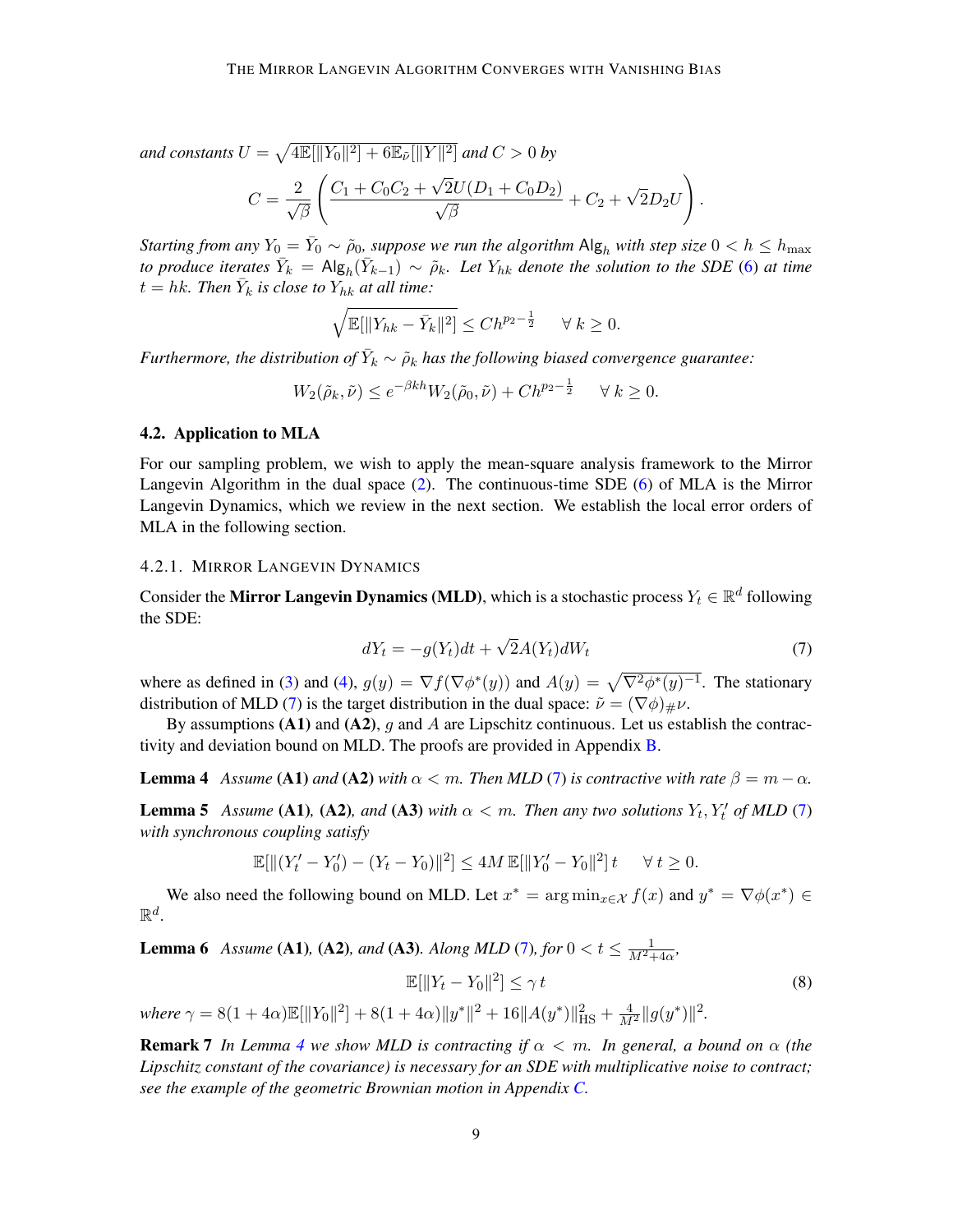*and constants* $U = \sqrt{4\mathbb{E}[\|Y_0\|^2] + 6\mathbb{E}_{\tilde{\nu}}[\|Y\|^2]}$ *and* $C > 0$ *by*

$$C = \frac{2}{\sqrt{\beta}} \left( \frac{C_1 + C_0 C_2 + \sqrt{2} U (D_1 + C_0 D_2)}{\sqrt{\beta}} + C_2 + \sqrt{2} D_2 U \right).$$

*Starting from any* $Y_0 = \bar{Y}_0 \sim \tilde{\rho}_0$*, suppose we run the algorithm* $\mathsf{Alg}_h$ *with step size* $0 < h \le h_{\max}$ *to produce iterates* $\bar{Y}_k = \mathsf{Alg}_h(\bar{Y}_{k-1}) \sim \tilde{\rho}_k$*. Let* $Y_{hk}$ *denote the solution to the SDE (6) at time* $t = hk$*. Then* $\bar{Y}_k$ *is close to* $Y_{hk}$ *at all time:*

$$\sqrt{\mathbb{E}[\|Y_{hk} - \bar{Y}_k\|^2]} \le C h^{p_2 - \frac{1}{2}} \qquad \forall\, k \ge 0.$$

*Furthermore, the distribution of* $\bar{Y}_k \sim \tilde{\rho}_k$ *has the following biased convergence guarantee:*

$$W_2(\tilde{\rho}_k, \tilde{\nu}) \le e^{-\beta k h} W_2(\tilde{\rho}_0, \tilde{\nu}) + C h^{p_2 - \frac{1}{2}} \qquad \forall\, k \ge 0.$$

## 4.2. Application to MLA

For our sampling problem, we wish to apply the mean-square analysis framework to the Mirror Langevin Algorithm in the dual space (2). The continuous-time SDE (6) of MLA is the Mirror Langevin Dynamics, which we review in the next section. We establish the local error orders of MLA in the following section.

### 4.2.1. Mirror Langevin Dynamics

Consider the **Mirror Langevin Dynamics (MLD)**, which is a stochastic process $Y_t \in \mathbb{R}^d$ following the SDE:

$$dY_t = -g(Y_t)dt + \sqrt{2} A(Y_t) dW_t \tag{7}$$

where as defined in (3) and (4), $g(y) = \nabla f(\nabla \phi^*(y))$ and $A(y) = \sqrt{\nabla^2 \phi^*(y)^{-1}}$. The stationary distribution of MLD (7) is the target distribution in the dual space: $\tilde{\nu} = (\nabla \phi)_\# \nu$.

By assumptions **(A1)** and **(A2)**, $g$ and $A$ are Lipschitz continuous. Let us establish the contractivity and deviation bound on MLD. The proofs are provided in Appendix B.

**Lemma 4** *Assume* **(A1)** *and* **(A2)** *with* $\alpha < m$*. Then MLD (7) is contractive with rate* $\beta = m - \alpha$*.*

**Lemma 5** *Assume* **(A1)***,* **(A2)***, and* **(A3)** *with* $\alpha < m$*. Then any two solutions* $Y_t, Y_t'$ *of MLD (7) with synchronous coupling satisfy*

$$\mathbb{E}[\|(Y_t' - Y_0') - (Y_t - Y_0)\|^2] \le 4M\, \mathbb{E}[\|Y_0' - Y_0\|^2]\, t \qquad \forall\, t \ge 0.$$

We also need the following bound on MLD. Let $x^* = \arg\min_{x \in \mathcal{X}} f(x)$ and $y^* = \nabla \phi(x^*) \in \mathbb{R}^d$.

**Lemma 6** *Assume* **(A1)***,* **(A2)***, and* **(A3)***. Along MLD (7), for* $0 < t \le \frac{1}{M^2 + 4\alpha}$*,*

$$\mathbb{E}[\|Y_t - Y_0\|^2] \le \gamma\, t \tag{8}$$

*where* $\gamma = 8(1 + 4\alpha)\mathbb{E}[\|Y_0\|^2] + 8(1 + 4\alpha)\|y^*\|^2 + 16\|A(y^*)\|_{\mathrm{HS}}^2 + \frac{4}{M^2}\|g(y^*)\|^2$*.*

**Remark 7** *In Lemma 4 we show MLD is contracting if* $\alpha < m$*. In general, a bound on* $\alpha$ *(the Lipschitz constant of the covariance) is necessary for an SDE with multiplicative noise to contract; see the example of the geometric Brownian motion in Appendix C.*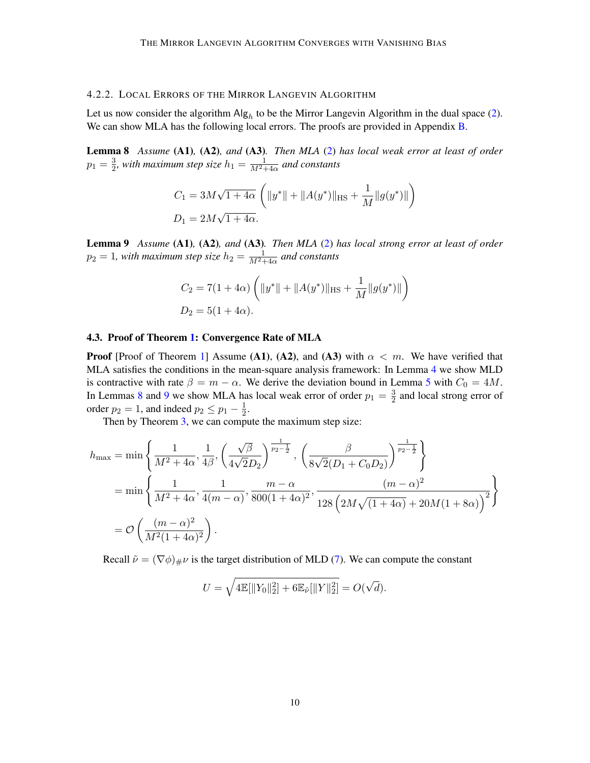#### 4.2.2. Local Errors of the Mirror Langevin Algorithm

Let us now consider the algorithm $\mathsf{Alg}_h$ to be the Mirror Langevin Algorithm in the dual space (2). We can show MLA has the following local errors. The proofs are provided in Appendix B.

**Lemma 8** *Assume* **(A1)***,* **(A2)***, and* **(A3)***. Then MLA* (2) *has local weak error at least of order* $p_1 = \frac{3}{2}$*, with maximum step size* $h_1 = \frac{1}{M^2+4\alpha}$ *and constants*

$$
\begin{aligned}
C_1 &= 3M\sqrt{1+4\alpha}\left(\|y^*\| + \|A(y^*)\|_{\mathrm{HS}} + \frac{1}{M}\|g(y^*)\|\right) \\
D_1 &= 2M\sqrt{1+4\alpha}.
\end{aligned}
$$

**Lemma 9** *Assume* **(A1)***,* **(A2)***, and* **(A3)***. Then MLA* (2) *has local strong error at least of order* $p_2 = 1$*, with maximum step size* $h_2 = \frac{1}{M^2+4\alpha}$ *and constants*

$$
\begin{aligned}
C_2 &= 7(1+4\alpha)\left(\|y^*\| + \|A(y^*)\|_{\mathrm{HS}} + \frac{1}{M}\|g(y^*)\|\right) \\
D_2 &= 5(1+4\alpha).
\end{aligned}
$$

### 4.3. Proof of Theorem 1: Convergence Rate of MLA

**Proof** [Proof of Theorem 1] Assume **(A1)**, **(A2)**, and **(A3)** with $\alpha < m$. We have verified that MLA satisfies the conditions in the mean-square analysis framework: In Lemma 4 we show MLD is contractive with rate $\beta = m - \alpha$. We derive the deviation bound in Lemma 5 with $C_0 = 4M$. In Lemmas 8 and 9 we show MLA has local weak error of order $p_1 = \frac{3}{2}$ and local strong error of order $p_2 = 1$, and indeed $p_2 \leq p_1 - \frac{1}{2}$.

Then by Theorem 3, we can compute the maximum step size:

$$
\begin{aligned}
h_{\max} &= \min\left\{\frac{1}{M^2+4\alpha}, \frac{1}{4\beta}, \left(\frac{\sqrt{\beta}}{4\sqrt{2}D_2}\right)^{\frac{1}{p_2-\frac{1}{2}}}, \left(\frac{\beta}{8\sqrt{2}(D_1+C_0D_2)}\right)^{\frac{1}{p_2-\frac{1}{2}}}\right\} \\
&= \min\left\{\frac{1}{M^2+4\alpha}, \frac{1}{4(m-\alpha)}, \frac{m-\alpha}{800(1+4\alpha)^2}, \frac{(m-\alpha)^2}{128\left(2M\sqrt{(1+4\alpha)}+20M(1+8\alpha)\right)^2}\right\} \\
&= \mathcal{O}\left(\frac{(m-\alpha)^2}{M^2(1+4\alpha)^2}\right).
\end{aligned}
$$

Recall $\tilde{\nu} = (\nabla\phi)_{\#}\nu$ is the target distribution of MLD (7). We can compute the constant

$$
U = \sqrt{4\mathbb{E}[\|Y_0\|_2^2] + 6\mathbb{E}_{\tilde{\nu}}[\|Y\|_2^2]} = O(\sqrt{d}).
$$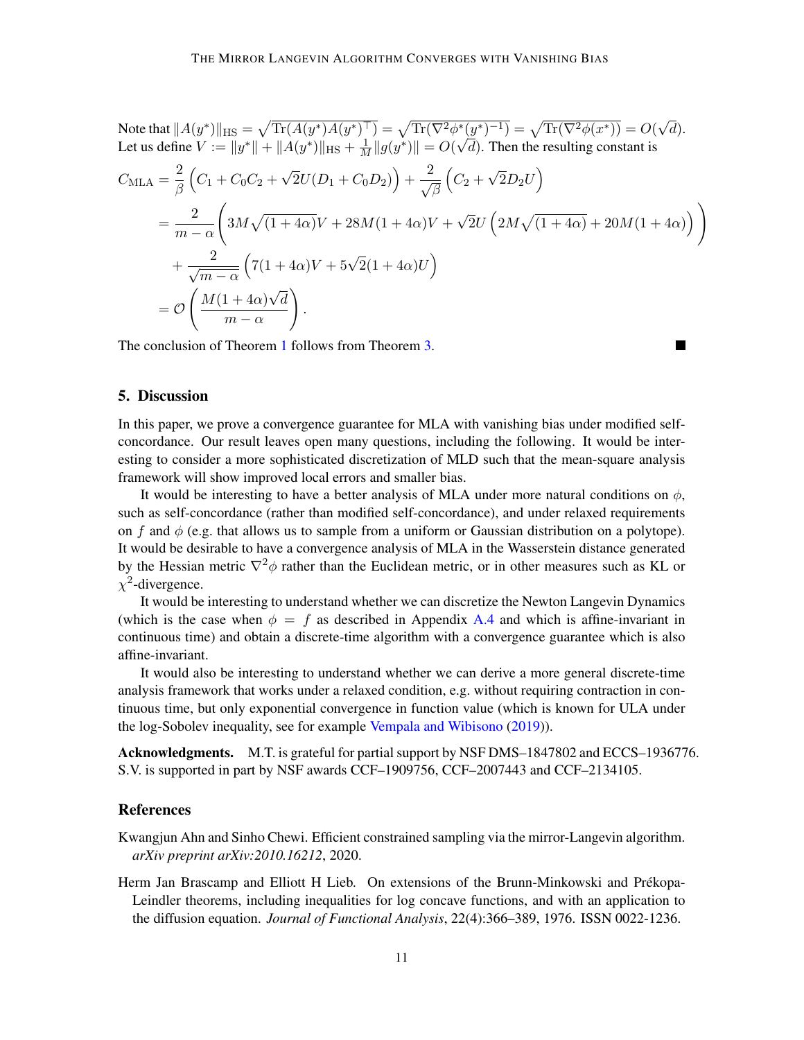Note that $\|A(y^*)\|_{\mathrm{HS}} = \sqrt{\mathrm{Tr}(A(y^*)A(y^*)^\top)} = \sqrt{\mathrm{Tr}(\nabla^2\phi^*(y^*)^{-1})} = \sqrt{\mathrm{Tr}(\nabla^2\phi(x^*))} = O(\sqrt{d})$. Let us define $V := \|y^*\| + \|A(y^*)\|_{\mathrm{HS}} + \frac{1}{M}\|g(y^*)\| = O(\sqrt{d})$. Then the resulting constant is

$$
\begin{aligned}
C_{\mathrm{MLA}} &= \frac{2}{\beta}\left(C_1 + C_0C_2 + \sqrt{2}U(D_1 + C_0D_2)\right) + \frac{2}{\sqrt{\beta}}\left(C_2 + \sqrt{2}D_2U\right) \\
&= \frac{2}{m-\alpha}\Bigg(3M\sqrt{(1+4\alpha)}V + 28M(1+4\alpha)V + \sqrt{2}U\left(2M\sqrt{(1+4\alpha)} + 20M(1+4\alpha)\right)\Bigg) \\
&\quad + \frac{2}{\sqrt{m-\alpha}}\left(7(1+4\alpha)V + 5\sqrt{2}(1+4\alpha)U\right) \\
&= \mathcal{O}\left(\frac{M(1+4\alpha)\sqrt{d}}{m-\alpha}\right).
\end{aligned}
$$

The conclusion of Theorem 1 follows from Theorem 3. ■

## 5. Discussion

In this paper, we prove a convergence guarantee for MLA with vanishing bias under modified self-concordance. Our result leaves open many questions, including the following. It would be interesting to consider a more sophisticated discretization of MLD such that the mean-square analysis framework will show improved local errors and smaller bias.

It would be interesting to have a better analysis of MLA under more natural conditions on $\phi$, such as self-concordance (rather than modified self-concordance), and under relaxed requirements on $f$ and $\phi$ (e.g. that allows us to sample from a uniform or Gaussian distribution on a polytope). It would be desirable to have a convergence analysis of MLA in the Wasserstein distance generated by the Hessian metric $\nabla^2\phi$ rather than the Euclidean metric, or in other measures such as KL or $\chi^2$-divergence.

It would be interesting to understand whether we can discretize the Newton Langevin Dynamics (which is the case when $\phi = f$ as described in Appendix A.4 and which is affine-invariant in continuous time) and obtain a discrete-time algorithm with a convergence guarantee which is also affine-invariant.

It would also be interesting to understand whether we can derive a more general discrete-time analysis framework that works under a relaxed condition, e.g. without requiring contraction in continuous time, but only exponential convergence in function value (which is known for ULA under the log-Sobolev inequality, see for example Vempala and Wibisono (2019)).

**Acknowledgments.** M.T. is grateful for partial support by NSF DMS–1847802 and ECCS–1936776. S.V. is supported in part by NSF awards CCF–1909756, CCF–2007443 and CCF–2134105.

## References

Kwangjun Ahn and Sinho Chewi. Efficient constrained sampling via the mirror-Langevin algorithm. *arXiv preprint arXiv:2010.16212*, 2020.

Herm Jan Brascamp and Elliott H Lieb. On extensions of the Brunn-Minkowski and Prékopa-Leindler theorems, including inequalities for log concave functions, and with an application to the diffusion equation. *Journal of Functional Analysis*, 22(4):366–389, 1976. ISSN 0022-1236.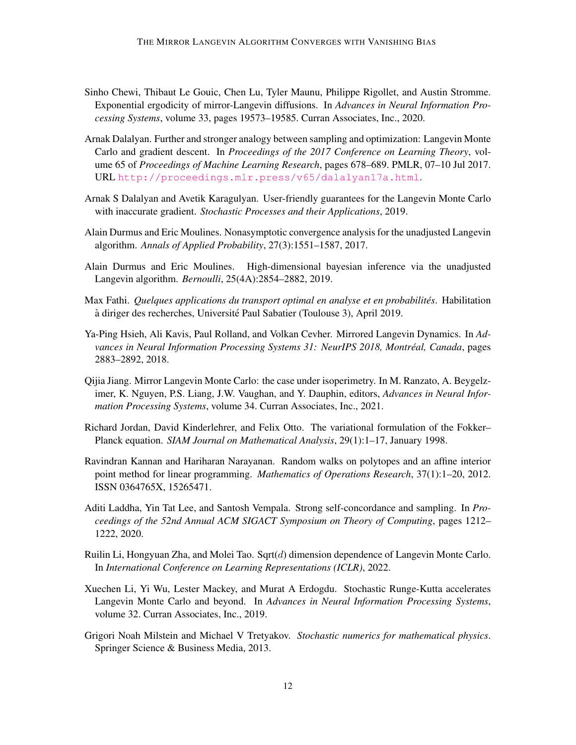Sinho Chewi, Thibaut Le Gouic, Chen Lu, Tyler Maunu, Philippe Rigollet, and Austin Stromme. Exponential ergodicity of mirror-Langevin diffusions. In *Advances in Neural Information Processing Systems*, volume 33, pages 19573–19585. Curran Associates, Inc., 2020.

Arnak Dalalyan. Further and stronger analogy between sampling and optimization: Langevin Monte Carlo and gradient descent. In *Proceedings of the 2017 Conference on Learning Theory*, volume 65 of *Proceedings of Machine Learning Research*, pages 678–689. PMLR, 07–10 Jul 2017. URL http://proceedings.mlr.press/v65/dalalyan17a.html.

Arnak S Dalalyan and Avetik Karagulyan. User-friendly guarantees for the Langevin Monte Carlo with inaccurate gradient. *Stochastic Processes and their Applications*, 2019.

Alain Durmus and Eric Moulines. Nonasymptotic convergence analysis for the unadjusted Langevin algorithm. *Annals of Applied Probability*, 27(3):1551–1587, 2017.

Alain Durmus and Eric Moulines. High-dimensional bayesian inference via the unadjusted Langevin algorithm. *Bernoulli*, 25(4A):2854–2882, 2019.

Max Fathi. *Quelques applications du transport optimal en analyse et en probabilités*. Habilitation à diriger des recherches, Université Paul Sabatier (Toulouse 3), April 2019.

Ya-Ping Hsieh, Ali Kavis, Paul Rolland, and Volkan Cevher. Mirrored Langevin Dynamics. In *Advances in Neural Information Processing Systems 31: NeurIPS 2018, Montréal, Canada*, pages 2883–2892, 2018.

Qijia Jiang. Mirror Langevin Monte Carlo: the case under isoperimetry. In M. Ranzato, A. Beygelzimer, K. Nguyen, P.S. Liang, J.W. Vaughan, and Y. Dauphin, editors, *Advances in Neural Information Processing Systems*, volume 34. Curran Associates, Inc., 2021.

Richard Jordan, David Kinderlehrer, and Felix Otto. The variational formulation of the Fokker–Planck equation. *SIAM Journal on Mathematical Analysis*, 29(1):1–17, January 1998.

Ravindran Kannan and Hariharan Narayanan. Random walks on polytopes and an affine interior point method for linear programming. *Mathematics of Operations Research*, 37(1):1–20, 2012. ISSN 0364765X, 15265471.

Aditi Laddha, Yin Tat Lee, and Santosh Vempala. Strong self-concordance and sampling. In *Proceedings of the 52nd Annual ACM SIGACT Symposium on Theory of Computing*, pages 1212–1222, 2020.

Ruilin Li, Hongyuan Zha, and Molei Tao. Sqrt($d$) dimension dependence of Langevin Monte Carlo. In *International Conference on Learning Representations (ICLR)*, 2022.

Xuechen Li, Yi Wu, Lester Mackey, and Murat A Erdogdu. Stochastic Runge-Kutta accelerates Langevin Monte Carlo and beyond. In *Advances in Neural Information Processing Systems*, volume 32. Curran Associates, Inc., 2019.

Grigori Noah Milstein and Michael V Tretyakov. *Stochastic numerics for mathematical physics*. Springer Science & Business Media, 2013.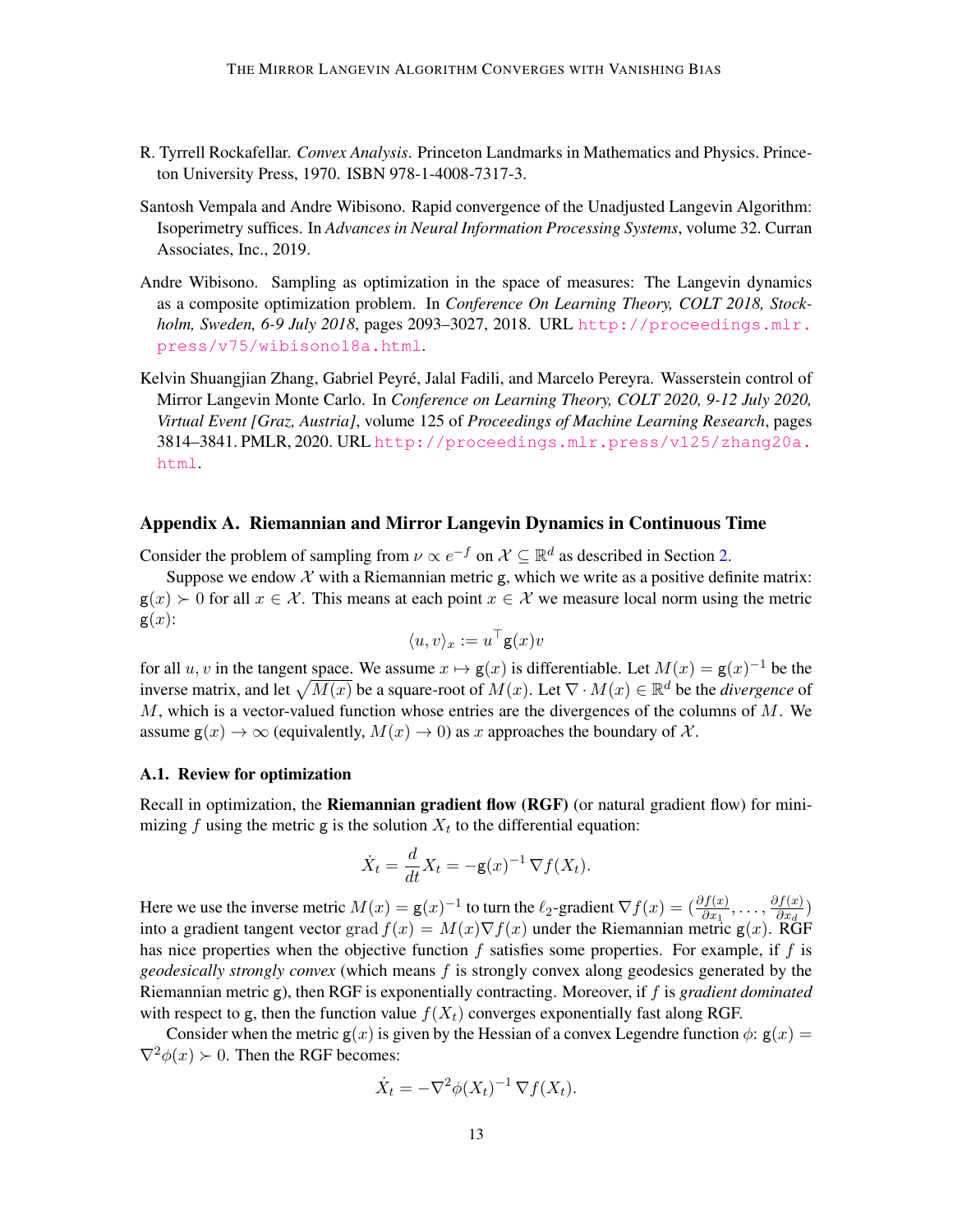R. Tyrrell Rockafellar. *Convex Analysis*. Princeton Landmarks in Mathematics and Physics. Princeton University Press, 1970. ISBN 978-1-4008-7317-3.

Santosh Vempala and Andre Wibisono. Rapid convergence of the Unadjusted Langevin Algorithm: Isoperimetry suffices. In *Advances in Neural Information Processing Systems*, volume 32. Curran Associates, Inc., 2019.

Andre Wibisono. Sampling as optimization in the space of measures: The Langevin dynamics as a composite optimization problem. In *Conference On Learning Theory, COLT 2018, Stockholm, Sweden, 6-9 July 2018*, pages 2093–3027, 2018. URL http://proceedings.mlr.press/v75/wibisono18a.html.

Kelvin Shuangjian Zhang, Gabriel Peyré, Jalal Fadili, and Marcelo Pereyra. Wasserstein control of Mirror Langevin Monte Carlo. In *Conference on Learning Theory, COLT 2020, 9-12 July 2020, Virtual Event [Graz, Austria]*, volume 125 of *Proceedings of Machine Learning Research*, pages 3814–3841. PMLR, 2020. URL http://proceedings.mlr.press/v125/zhang20a.html.

## Appendix A. Riemannian and Mirror Langevin Dynamics in Continuous Time

Consider the problem of sampling from $\nu \propto e^{-f}$ on $\mathcal{X} \subseteq \mathbb{R}^d$ as described in Section 2.

Suppose we endow $\mathcal{X}$ with a Riemannian metric $\mathsf{g}$, which we write as a positive definite matrix: $\mathsf{g}(x) \succ 0$ for all $x \in \mathcal{X}$. This means at each point $x \in \mathcal{X}$ we measure local norm using the metric $\mathsf{g}(x)$:

$$\langle u, v \rangle_x := u^\top \mathsf{g}(x) v$$

for all $u, v$ in the tangent space. We assume $x \mapsto \mathsf{g}(x)$ is differentiable. Let $M(x) = \mathsf{g}(x)^{-1}$ be the inverse matrix, and let $\sqrt{M(x)}$ be a square-root of $M(x)$. Let $\nabla \cdot M(x) \in \mathbb{R}^d$ be the *divergence* of $M$, which is a vector-valued function whose entries are the divergences of the columns of $M$. We assume $\mathsf{g}(x) \to \infty$ (equivalently, $M(x) \to 0$) as $x$ approaches the boundary of $\mathcal{X}$.

### A.1. Review for optimization

Recall in optimization, the **Riemannian gradient flow (RGF)** (or natural gradient flow) for minimizing $f$ using the metric $\mathsf{g}$ is the solution $X_t$ to the differential equation:

$$\dot{X}_t = \frac{d}{dt} X_t = -\mathsf{g}(x)^{-1} \, \nabla f(X_t).$$

Here we use the inverse metric $M(x) = \mathsf{g}(x)^{-1}$ to turn the $\ell_2$-gradient $\nabla f(x) = (\frac{\partial f(x)}{\partial x_1}, \dots, \frac{\partial f(x)}{\partial x_d})$ into a gradient tangent vector $\operatorname{grad} f(x) = M(x) \nabla f(x)$ under the Riemannian metric $\mathsf{g}(x)$. RGF has nice properties when the objective function $f$ satisfies some properties. For example, if $f$ is *geodesically strongly convex* (which means $f$ is strongly convex along geodesics generated by the Riemannian metric $\mathsf{g}$), then RGF is exponentially contracting. Moreover, if $f$ is *gradient dominated* with respect to $\mathsf{g}$, then the function value $f(X_t)$ converges exponentially fast along RGF.

Consider when the metric $\mathsf{g}(x)$ is given by the Hessian of a convex Legendre function $\phi$: $\mathsf{g}(x) = \nabla^2 \phi(x) \succ 0$. Then the RGF becomes:

$$\dot{X}_t = -\nabla^2 \phi(X_t)^{-1} \, \nabla f(X_t).$$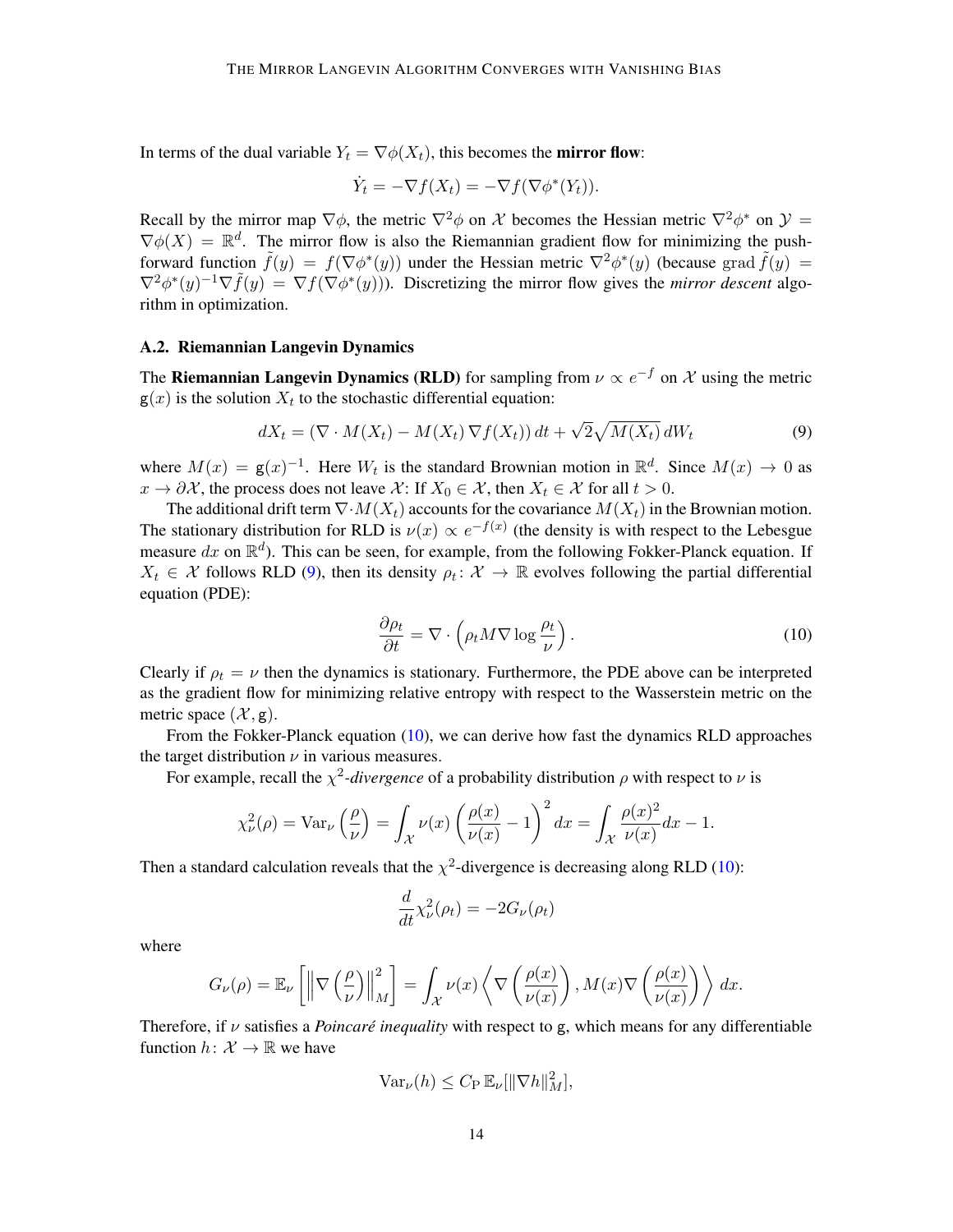In terms of the dual variable $Y_t = \nabla\phi(X_t)$, this becomes the **mirror flow**:

$$\dot{Y}_t = -\nabla f(X_t) = -\nabla f(\nabla\phi^*(Y_t)).$$

Recall by the mirror map $\nabla\phi$, the metric $\nabla^2\phi$ on $\mathcal{X}$ becomes the Hessian metric $\nabla^2\phi^*$ on $\mathcal{Y} = \nabla\phi(X) = \mathbb{R}^d$. The mirror flow is also the Riemannian gradient flow for minimizing the push-forward function $\tilde{f}(y) = f(\nabla\phi^*(y))$ under the Hessian metric $\nabla^2\phi^*(y)$ (because $\mathrm{grad}\,\tilde{f}(y) = \nabla^2\phi^*(y)^{-1}\nabla\tilde{f}(y) = \nabla f(\nabla\phi^*(y))$). Discretizing the mirror flow gives the *mirror descent* algorithm in optimization.

### A.2. Riemannian Langevin Dynamics

The **Riemannian Langevin Dynamics (RLD)** for sampling from $\nu \propto e^{-f}$ on $\mathcal{X}$ using the metric $\mathsf{g}(x)$ is the solution $X_t$ to the stochastic differential equation:

$$dX_t = (\nabla\cdot M(X_t) - M(X_t)\,\nabla f(X_t))\,dt + \sqrt{2}\sqrt{M(X_t)}\,dW_t \tag{9}$$

where $M(x) = \mathsf{g}(x)^{-1}$. Here $W_t$ is the standard Brownian motion in $\mathbb{R}^d$. Since $M(x) \to 0$ as $x \to \partial\mathcal{X}$, the process does not leave $\mathcal{X}$: If $X_0 \in \mathcal{X}$, then $X_t \in \mathcal{X}$ for all $t > 0$.

The additional drift term $\nabla\cdot M(X_t)$ accounts for the covariance $M(X_t)$ in the Brownian motion. The stationary distribution for RLD is $\nu(x) \propto e^{-f(x)}$ (the density is with respect to the Lebesgue measure $dx$ on $\mathbb{R}^d$). This can be seen, for example, from the following Fokker-Planck equation. If $X_t \in \mathcal{X}$ follows RLD (9), then its density $\rho_t\colon \mathcal{X} \to \mathbb{R}$ evolves following the partial differential equation (PDE):

$$\frac{\partial\rho_t}{\partial t} = \nabla\cdot\left(\rho_t M\nabla\log\frac{\rho_t}{\nu}\right). \tag{10}$$

Clearly if $\rho_t = \nu$ then the dynamics is stationary. Furthermore, the PDE above can be interpreted as the gradient flow for minimizing relative entropy with respect to the Wasserstein metric on the metric space $(\mathcal{X}, \mathsf{g})$.

From the Fokker-Planck equation (10), we can derive how fast the dynamics RLD approaches the target distribution $\nu$ in various measures.

For example, recall the $\chi^2$*-divergence* of a probability distribution $\rho$ with respect to $\nu$ is

$$\chi^2_\nu(\rho) = \mathrm{Var}_\nu\left(\frac{\rho}{\nu}\right) = \int_{\mathcal{X}} \nu(x)\left(\frac{\rho(x)}{\nu(x)} - 1\right)^2 dx = \int_{\mathcal{X}} \frac{\rho(x)^2}{\nu(x)}dx - 1.$$

Then a standard calculation reveals that the $\chi^2$-divergence is decreasing along RLD (10):

$$\frac{d}{dt}\chi^2_\nu(\rho_t) = -2G_\nu(\rho_t)$$

where

$$G_\nu(\rho) = \mathbb{E}_\nu\left[\left\|\nabla\left(\frac{\rho}{\nu}\right)\right\|^2_M\right] = \int_{\mathcal{X}} \nu(x)\left\langle \nabla\left(\frac{\rho(x)}{\nu(x)}\right), M(x)\nabla\left(\frac{\rho(x)}{\nu(x)}\right)\right\rangle dx.$$

Therefore, if $\nu$ satisfies a *Poincaré inequality* with respect to $\mathsf{g}$, which means for any differentiable function $h\colon \mathcal{X} \to \mathbb{R}$ we have

$$\mathrm{Var}_\nu(h) \le C_{\mathrm{P}}\,\mathbb{E}_\nu[\|\nabla h\|^2_M],$$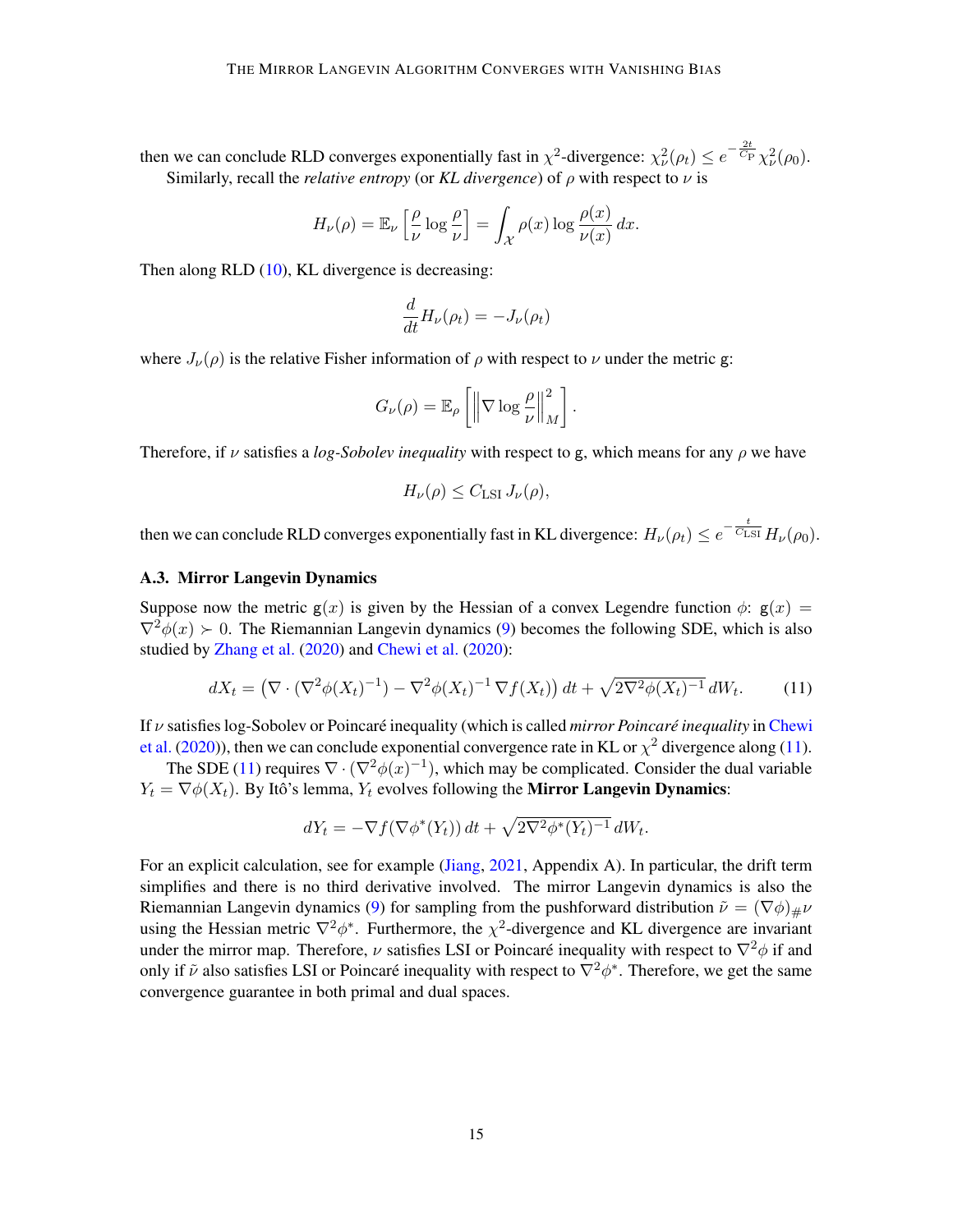then we can conclude RLD converges exponentially fast in $\chi^2$-divergence: $\chi^2_\nu(\rho_t) \le e^{-\frac{2t}{C_{\mathrm{P}}}} \chi^2_\nu(\rho_0)$.

Similarly, recall the *relative entropy* (or *KL divergence*) of $\rho$ with respect to $\nu$ is

$$H_\nu(\rho) = \mathbb{E}_\nu\left[\frac{\rho}{\nu}\log\frac{\rho}{\nu}\right] = \int_{\mathcal{X}} \rho(x)\log\frac{\rho(x)}{\nu(x)}\,dx.$$

Then along RLD (10), KL divergence is decreasing:

$$\frac{d}{dt}H_\nu(\rho_t) = -J_\nu(\rho_t)$$

where $J_\nu(\rho)$ is the relative Fisher information of $\rho$ with respect to $\nu$ under the metric g:

$$G_\nu(\rho) = \mathbb{E}_\rho\left[\left\|\nabla \log\frac{\rho}{\nu}\right\|^2_M\right].$$

Therefore, if $\nu$ satisfies a *log-Sobolev inequality* with respect to g, which means for any $\rho$ we have

$$H_\nu(\rho) \le C_{\mathrm{LSI}}\, J_\nu(\rho),$$

then we can conclude RLD converges exponentially fast in KL divergence: $H_\nu(\rho_t) \le e^{-\frac{t}{C_{\mathrm{LSI}}}} H_\nu(\rho_0)$.

### A.3. Mirror Langevin Dynamics

Suppose now the metric $\mathrm{g}(x)$ is given by the Hessian of a convex Legendre function $\phi$: $\mathrm{g}(x) = \nabla^2\phi(x) \succ 0$. The Riemannian Langevin dynamics (9) becomes the following SDE, which is also studied by Zhang et al. (2020) and Chewi et al. (2020):

$$dX_t = \left(\nabla \cdot (\nabla^2\phi(X_t)^{-1}) - \nabla^2\phi(X_t)^{-1}\,\nabla f(X_t)\right)dt + \sqrt{2\nabla^2\phi(X_t)^{-1}}\,dW_t. \tag{11}$$

If $\nu$ satisfies log-Sobolev or Poincaré inequality (which is called *mirror Poincaré inequality* in Chewi et al. (2020)), then we can conclude exponential convergence rate in KL or $\chi^2$ divergence along (11).

The SDE (11) requires $\nabla \cdot (\nabla^2\phi(x)^{-1})$, which may be complicated. Consider the dual variable $Y_t = \nabla\phi(X_t)$. By Itô's lemma, $Y_t$ evolves following the **Mirror Langevin Dynamics**:

$$dY_t = -\nabla f(\nabla\phi^*(Y_t))\,dt + \sqrt{2\nabla^2\phi^*(Y_t)^{-1}}\,dW_t.$$

For an explicit calculation, see for example (Jiang, 2021, Appendix A). In particular, the drift term simplifies and there is no third derivative involved. The mirror Langevin dynamics is also the Riemannian Langevin dynamics (9) for sampling from the pushforward distribution $\tilde{\nu} = (\nabla\phi)_{\#}\nu$ using the Hessian metric $\nabla^2\phi^*$. Furthermore, the $\chi^2$-divergence and KL divergence are invariant under the mirror map. Therefore, $\nu$ satisfies LSI or Poincaré inequality with respect to $\nabla^2\phi$ if and only if $\tilde{\nu}$ also satisfies LSI or Poincaré inequality with respect to $\nabla^2\phi^*$. Therefore, we get the same convergence guarantee in both primal and dual spaces.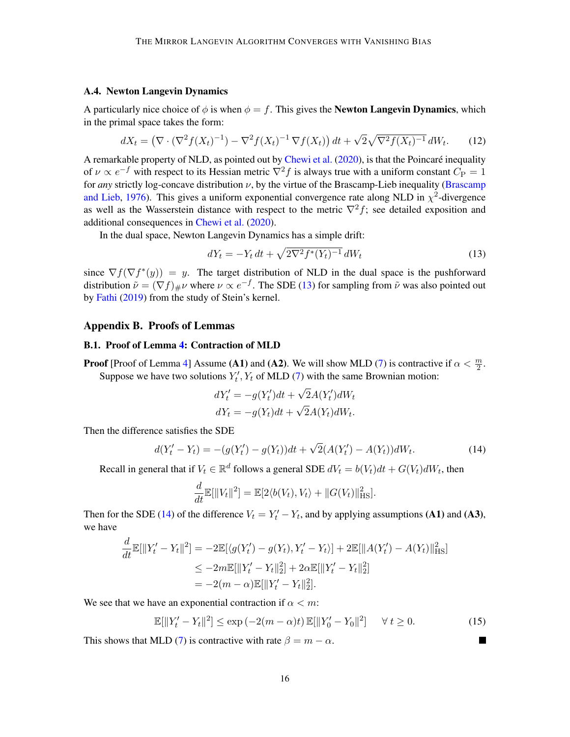### A.4. Newton Langevin Dynamics

A particularly nice choice of $\phi$ is when $\phi = f$. This gives the **Newton Langevin Dynamics**, which in the primal space takes the form:

$$dX_t = \left(\nabla \cdot (\nabla^2 f(X_t)^{-1}) - \nabla^2 f(X_t)^{-1} \nabla f(X_t)\right) dt + \sqrt{2}\sqrt{\nabla^2 f(X_t)^{-1}}\, dW_t. \tag{12}$$

A remarkable property of NLD, as pointed out by Chewi et al. (2020), is that the Poincaré inequality of $\nu \propto e^{-f}$ with respect to its Hessian metric $\nabla^2 f$ is always true with a uniform constant $C_{\mathrm{P}} = 1$ for *any* strictly log-concave distribution $\nu$, by the virtue of the Brascamp-Lieb inequality (Brascamp and Lieb, 1976). This gives a uniform exponential convergence rate along NLD in $\chi^2$-divergence as well as the Wasserstein distance with respect to the metric $\nabla^2 f$; see detailed exposition and additional consequences in Chewi et al. (2020).

In the dual space, Newton Langevin Dynamics has a simple drift:

$$dY_t = -Y_t\, dt + \sqrt{2\nabla^2 f^*(Y_t)^{-1}}\, dW_t \tag{13}$$

since $\nabla f(\nabla f^*(y)) = y$. The target distribution of NLD in the dual space is the pushforward distribution $\tilde{\nu} = (\nabla f)_{\#}\nu$ where $\nu \propto e^{-f}$. The SDE (13) for sampling from $\tilde{\nu}$ was also pointed out by Fathi (2019) from the study of Stein's kernel.

## Appendix B. Proofs of Lemmas

### B.1. Proof of Lemma 4: Contraction of MLD

**Proof** [Proof of Lemma 4] Assume **(A1)** and **(A2)**. We will show MLD (7) is contractive if $\alpha < \frac{m}{2}$.

Suppose we have two solutions $Y_t', Y_t$ of MLD (7) with the same Brownian motion:

$$dY_t' = -g(Y_t')dt + \sqrt{2}A(Y_t')dW_t$$
$$dY_t = -g(Y_t)dt + \sqrt{2}A(Y_t)dW_t.$$

Then the difference satisfies the SDE

$$d(Y_t' - Y_t) = -(g(Y_t') - g(Y_t))dt + \sqrt{2}(A(Y_t') - A(Y_t))dW_t. \tag{14}$$

Recall in general that if $V_t \in \mathbb{R}^d$ follows a general SDE $dV_t = b(V_t)dt + G(V_t)dW_t$, then

$$\frac{d}{dt}\mathbb{E}[\|V_t\|^2] = \mathbb{E}[2\langle b(V_t), V_t\rangle + \|G(V_t)\|_{\mathrm{HS}}^2].$$

Then for the SDE (14) of the difference $V_t = Y_t' - Y_t$, and by applying assumptions **(A1)** and **(A3)**, we have

$$\begin{aligned}
\frac{d}{dt}\mathbb{E}[\|Y_t' - Y_t\|^2] &= -2\mathbb{E}[\langle g(Y_t') - g(Y_t), Y_t' - Y_t\rangle] + 2\mathbb{E}[\|A(Y_t') - A(Y_t)\|_{\mathrm{HS}}^2] \\
&\leq -2m\mathbb{E}[\|Y_t' - Y_t\|_2^2] + 2\alpha\mathbb{E}[\|Y_t' - Y_t\|_2^2] \\
&= -2(m-\alpha)\mathbb{E}[\|Y_t' - Y_t\|_2^2].
\end{aligned}$$

We see that we have an exponential contraction if $\alpha < m$:

$$\mathbb{E}[\|Y_t' - Y_t\|^2] \leq \exp\left(-2(m-\alpha)t\right)\mathbb{E}[\|Y_0' - Y_0\|^2] \qquad \forall\, t \geq 0. \tag{15}$$

This shows that MLD (7) is contractive with rate $\beta = m - \alpha$. ∎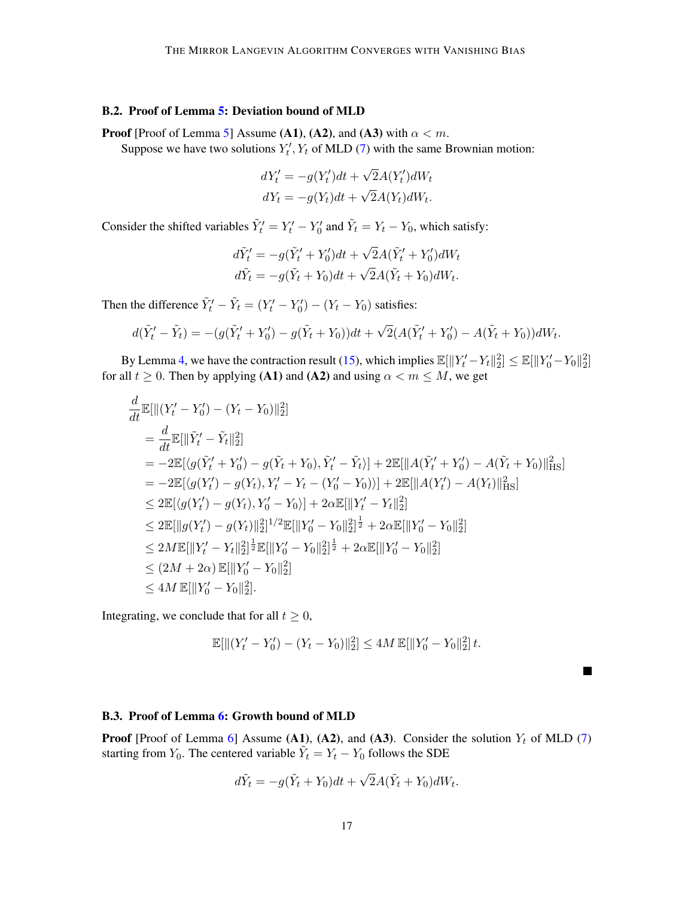### B.2. Proof of Lemma 5: Deviation bound of MLD

**Proof** [Proof of Lemma 5] Assume **(A1)**, **(A2)**, and **(A3)** with $\alpha < m$.

Suppose we have two solutions $Y'_t, Y_t$ of MLD (7) with the same Brownian motion:

$$
\begin{aligned}
dY'_t &= -g(Y'_t)dt + \sqrt{2}A(Y'_t)dW_t \\
dY_t &= -g(Y_t)dt + \sqrt{2}A(Y_t)dW_t.
\end{aligned}
$$

Consider the shifted variables $\tilde{Y}'_t = Y'_t - Y'_0$ and $\tilde{Y}_t = Y_t - Y_0$, which satisfy:

$$
\begin{aligned}
d\tilde{Y}'_t &= -g(\tilde{Y}'_t + Y'_0)dt + \sqrt{2}A(\tilde{Y}'_t + Y'_0)dW_t \\
d\tilde{Y}_t &= -g(\tilde{Y}_t + Y_0)dt + \sqrt{2}A(\tilde{Y}_t + Y_0)dW_t.
\end{aligned}
$$

Then the difference $\tilde{Y}'_t - \tilde{Y}_t = (Y'_t - Y'_0) - (Y_t - Y_0)$ satisfies:

$$
d(\tilde{Y}'_t - \tilde{Y}_t) = -(g(\tilde{Y}'_t + Y'_0) - g(\tilde{Y}_t + Y_0))dt + \sqrt{2}(A(\tilde{Y}'_t + Y'_0) - A(\tilde{Y}_t + Y_0))dW_t.
$$

By Lemma 4, we have the contraction result (15), which implies $\mathbb{E}[\|Y'_t - Y_t\|_2^2] \le \mathbb{E}[\|Y'_0 - Y_0\|_2^2]$ for all $t \ge 0$. Then by applying **(A1)** and **(A2)** and using $\alpha < m \le M$, we get

$$
\begin{aligned}
&\frac{d}{dt}\mathbb{E}[\|(Y'_t - Y'_0) - (Y_t - Y_0)\|_2^2] \\
&= \frac{d}{dt}\mathbb{E}[\|\tilde{Y}'_t - \tilde{Y}_t\|_2^2] \\
&= -2\mathbb{E}[\langle g(\tilde{Y}'_t + Y'_0) - g(\tilde{Y}_t + Y_0), \tilde{Y}'_t - \tilde{Y}_t\rangle] + 2\mathbb{E}[\|A(\tilde{Y}'_t + Y'_0) - A(\tilde{Y}_t + Y_0)\|_{\mathrm{HS}}^2] \\
&= -2\mathbb{E}[\langle g(Y'_t) - g(Y_t), Y'_t - Y_t - (Y'_0 - Y_0)\rangle] + 2\mathbb{E}[\|A(Y'_t) - A(Y_t)\|_{\mathrm{HS}}^2] \\
&\le 2\mathbb{E}[\langle g(Y'_t) - g(Y_t), Y'_0 - Y_0\rangle] + 2\alpha\mathbb{E}[\|Y'_t - Y_t\|_2^2] \\
&\le 2\mathbb{E}[\|g(Y'_t) - g(Y_t)\|_2^2]^{1/2}\mathbb{E}[\|Y'_0 - Y_0\|_2^2]^{\frac{1}{2}} + 2\alpha\mathbb{E}[\|Y'_0 - Y_0\|_2^2] \\
&\le 2M\mathbb{E}[\|Y'_t - Y_t\|_2^2]^{\frac{1}{2}}\mathbb{E}[\|Y'_0 - Y_0\|_2^2]^{\frac{1}{2}} + 2\alpha\mathbb{E}[\|Y'_0 - Y_0\|_2^2] \\
&\le (2M + 2\alpha)\,\mathbb{E}[\|Y'_0 - Y_0\|_2^2] \\
&\le 4M\,\mathbb{E}[\|Y'_0 - Y_0\|_2^2].
\end{aligned}
$$

Integrating, we conclude that for all $t \ge 0$,

$$
\mathbb{E}[\|(Y'_t - Y'_0) - (Y_t - Y_0)\|_2^2] \le 4M\,\mathbb{E}[\|Y'_0 - Y_0\|_2^2]\,t.
$$

■

### B.3. Proof of Lemma 6: Growth bound of MLD

**Proof** [Proof of Lemma 6] Assume **(A1)**, **(A2)**, and **(A3)**. Consider the solution $Y_t$ of MLD (7) starting from $Y_0$. The centered variable $\tilde{Y}_t = Y_t - Y_0$ follows the SDE

$$
d\tilde{Y}_t = -g(\tilde{Y}_t + Y_0)dt + \sqrt{2}A(\tilde{Y}_t + Y_0)dW_t.
$$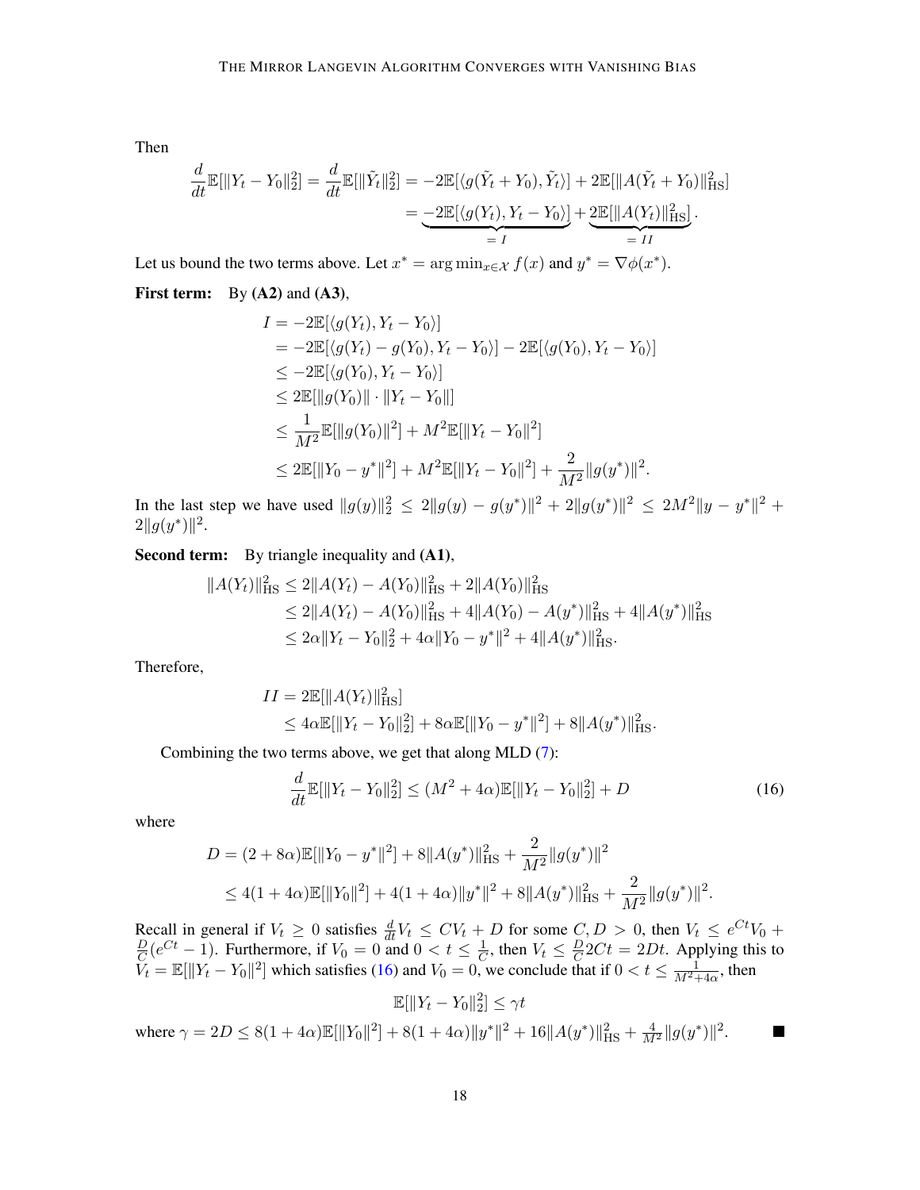Then

$$
\begin{aligned}
\frac{d}{dt}\mathbb{E}[\|Y_t - Y_0\|_2^2] = \frac{d}{dt}\mathbb{E}[\|\tilde{Y}_t\|_2^2] &= -2\mathbb{E}[\langle g(\tilde{Y}_t + Y_0), \tilde{Y}_t\rangle] + 2\mathbb{E}[\|A(\tilde{Y}_t + Y_0)\|_{\mathrm{HS}}^2] \\
&= \underbrace{-2\mathbb{E}[\langle g(Y_t), Y_t - Y_0\rangle]}_{=\,I} + \underbrace{2\mathbb{E}[\|A(Y_t)\|_{\mathrm{HS}}^2]}_{=\,II}.
\end{aligned}
$$

Let us bound the two terms above. Let $x^* = \arg\min_{x\in\mathcal{X}} f(x)$ and $y^* = \nabla\phi(x^*)$.

**First term:** By **(A2)** and **(A3)**,

$$
\begin{aligned}
I &= -2\mathbb{E}[\langle g(Y_t), Y_t - Y_0\rangle] \\
&= -2\mathbb{E}[\langle g(Y_t) - g(Y_0), Y_t - Y_0\rangle] - 2\mathbb{E}[\langle g(Y_0), Y_t - Y_0\rangle] \\
&\le -2\mathbb{E}[\langle g(Y_0), Y_t - Y_0\rangle] \\
&\le 2\mathbb{E}[\|g(Y_0)\| \cdot \|Y_t - Y_0\|] \\
&\le \frac{1}{M^2}\mathbb{E}[\|g(Y_0)\|^2] + M^2\mathbb{E}[\|Y_t - Y_0\|^2] \\
&\le 2\mathbb{E}[\|Y_0 - y^*\|^2] + M^2\mathbb{E}[\|Y_t - Y_0\|^2] + \frac{2}{M^2}\|g(y^*)\|^2.
\end{aligned}
$$

In the last step we have used $\|g(y)\|_2^2 \le 2\|g(y) - g(y^*)\|^2 + 2\|g(y^*)\|^2 \le 2M^2\|y - y^*\|^2 + 2\|g(y^*)\|^2$.

**Second term:** By triangle inequality and **(A1)**,

$$
\begin{aligned}
\|A(Y_t)\|_{\mathrm{HS}}^2 &\le 2\|A(Y_t) - A(Y_0)\|_{\mathrm{HS}}^2 + 2\|A(Y_0)\|_{\mathrm{HS}}^2 \\
&\le 2\|A(Y_t) - A(Y_0)\|_{\mathrm{HS}}^2 + 4\|A(Y_0) - A(y^*)\|_{\mathrm{HS}}^2 + 4\|A(y^*)\|_{\mathrm{HS}}^2 \\
&\le 2\alpha\|Y_t - Y_0\|_2^2 + 4\alpha\|Y_0 - y^*\|^2 + 4\|A(y^*)\|_{\mathrm{HS}}^2.
\end{aligned}
$$

Therefore,

$$
\begin{aligned}
II &= 2\mathbb{E}[\|A(Y_t)\|_{\mathrm{HS}}^2] \\
&\le 4\alpha\mathbb{E}[\|Y_t - Y_0\|_2^2] + 8\alpha\mathbb{E}[\|Y_0 - y^*\|^2] + 8\|A(y^*)\|_{\mathrm{HS}}^2.
\end{aligned}
$$

Combining the two terms above, we get that along MLD (7):

$$
\frac{d}{dt}\mathbb{E}[\|Y_t - Y_0\|_2^2] \le (M^2 + 4\alpha)\mathbb{E}[\|Y_t - Y_0\|_2^2] + D \tag{16}
$$

where

$$
\begin{aligned}
D &= (2 + 8\alpha)\mathbb{E}[\|Y_0 - y^*\|^2] + 8\|A(y^*)\|_{\mathrm{HS}}^2 + \frac{2}{M^2}\|g(y^*)\|^2 \\
&\le 4(1 + 4\alpha)\mathbb{E}[\|Y_0\|^2] + 4(1 + 4\alpha)\|y^*\|^2 + 8\|A(y^*)\|_{\mathrm{HS}}^2 + \frac{2}{M^2}\|g(y^*)\|^2.
\end{aligned}
$$

Recall in general if $V_t \ge 0$ satisfies $\frac{d}{dt}V_t \le CV_t + D$ for some $C, D > 0$, then $V_t \le e^{Ct}V_0 + \frac{D}{C}(e^{Ct} - 1)$. Furthermore, if $V_0 = 0$ and $0 < t \le \frac{1}{C}$, then $V_t \le \frac{D}{C}2Ct = 2Dt$. Applying this to $V_t = \mathbb{E}[\|Y_t - Y_0\|^2]$ which satisfies (16) and $V_0 = 0$, we conclude that if $0 < t \le \frac{1}{M^2 + 4\alpha}$, then

$$
\mathbb{E}[\|Y_t - Y_0\|_2^2] \le \gamma t
$$

where $\gamma = 2D \le 8(1 + 4\alpha)\mathbb{E}[\|Y_0\|^2] + 8(1 + 4\alpha)\|y^*\|^2 + 16\|A(y^*)\|_{\mathrm{HS}}^2 + \frac{4}{M^2}\|g(y^*)\|^2$. ■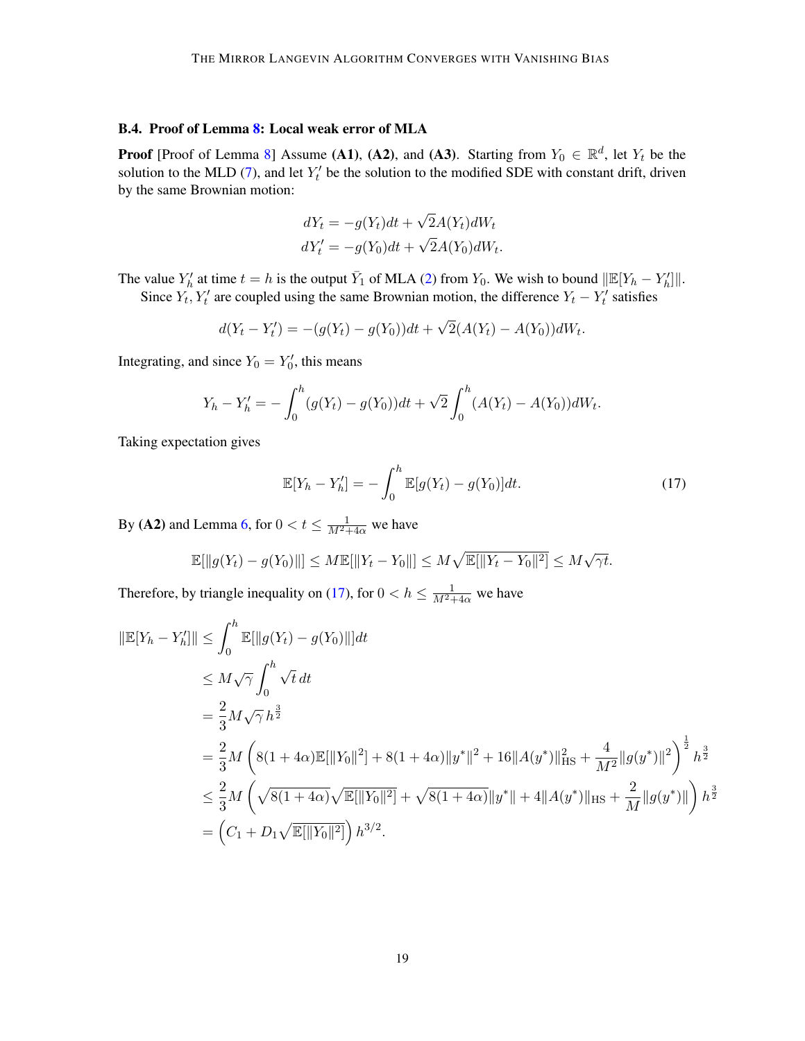### B.4. Proof of Lemma 8: Local weak error of MLA

**Proof** [Proof of Lemma 8] Assume **(A1)**, **(A2)**, and **(A3)**. Starting from $Y_0 \in \mathbb{R}^d$, let $Y_t$ be the solution to the MLD (7), and let $Y'_t$ be the solution to the modified SDE with constant drift, driven by the same Brownian motion:

$$
\begin{aligned}
dY_t &= -g(Y_t)dt + \sqrt{2}A(Y_t)dW_t \\
dY'_t &= -g(Y_0)dt + \sqrt{2}A(Y_0)dW_t.
\end{aligned}
$$

The value $Y'_h$ at time $t = h$ is the output $\bar{Y}_1$ of MLA (2) from $Y_0$. We wish to bound $\|\mathbb{E}[Y_h - Y'_h]\|$.

Since $Y_t, Y'_t$ are coupled using the same Brownian motion, the difference $Y_t - Y'_t$ satisfies

$$
d(Y_t - Y'_t) = -(g(Y_t) - g(Y_0))dt + \sqrt{2}(A(Y_t) - A(Y_0))dW_t.
$$

Integrating, and since $Y_0 = Y'_0$, this means

$$
Y_h - Y'_h = -\int_0^h (g(Y_t) - g(Y_0))dt + \sqrt{2}\int_0^h (A(Y_t) - A(Y_0))dW_t.
$$

Taking expectation gives

$$
\mathbb{E}[Y_h - Y'_h] = -\int_0^h \mathbb{E}[g(Y_t) - g(Y_0)]dt. \tag{17}
$$

By **(A2)** and Lemma 6, for $0 < t \le \frac{1}{M^2 + 4\alpha}$ we have

$$
\mathbb{E}[\|g(Y_t) - g(Y_0)\|] \le M\mathbb{E}[\|Y_t - Y_0\|] \le M\sqrt{\mathbb{E}[\|Y_t - Y_0\|^2]} \le M\sqrt{\gamma t}.
$$

Therefore, by triangle inequality on (17), for $0 < h \le \frac{1}{M^2 + 4\alpha}$ we have

$$
\begin{aligned}
\|\mathbb{E}[Y_h - Y'_h]\| &\le \int_0^h \mathbb{E}[\|g(Y_t) - g(Y_0)\|]dt \\
&\le M\sqrt{\gamma}\int_0^h \sqrt{t}\, dt \\
&= \frac{2}{3}M\sqrt{\gamma}\, h^{\frac{3}{2}} \\
&= \frac{2}{3}M\left(8(1+4\alpha)\mathbb{E}[\|Y_0\|^2] + 8(1+4\alpha)\|y^*\|^2 + 16\|A(y^*)\|_{\mathrm{HS}}^2 + \frac{4}{M^2}\|g(y^*)\|^2\right)^{\frac{1}{2}} h^{\frac{3}{2}} \\
&\le \frac{2}{3}M\left(\sqrt{8(1+4\alpha)}\sqrt{\mathbb{E}[\|Y_0\|^2]} + \sqrt{8(1+4\alpha)}\|y^*\| + 4\|A(y^*)\|_{\mathrm{HS}} + \frac{2}{M}\|g(y^*)\|\right) h^{\frac{3}{2}} \\
&= \left(C_1 + D_1\sqrt{\mathbb{E}[\|Y_0\|^2]}\right) h^{3/2}.
\end{aligned}
$$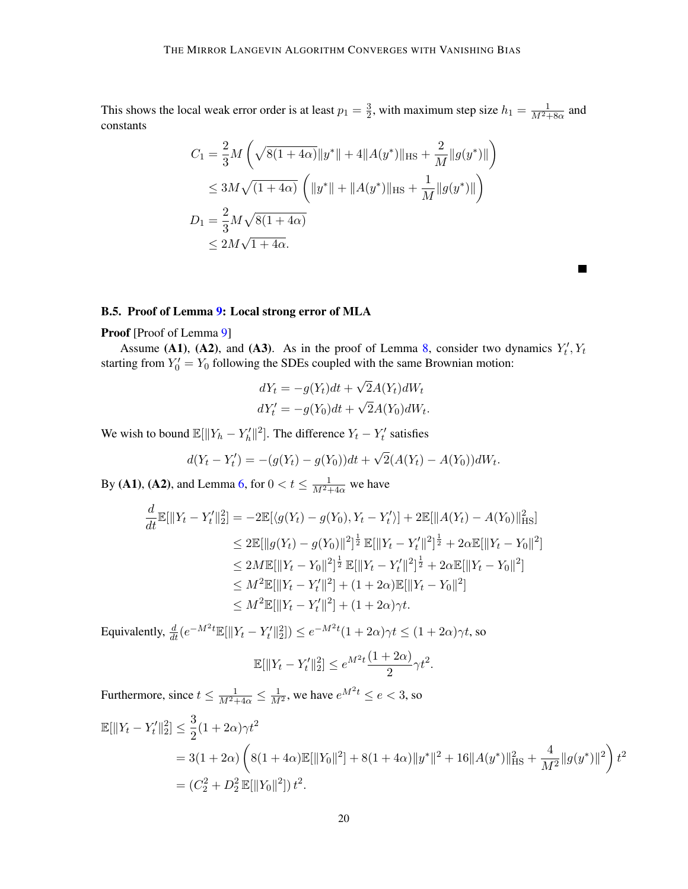This shows the local weak error order is at least $p_1 = \frac{3}{2}$, with maximum step size $h_1 = \frac{1}{M^2+8\alpha}$ and constants

$$
\begin{aligned}
C_1 &= \frac{2}{3}M\left(\sqrt{8(1+4\alpha)}\|y^*\| + 4\|A(y^*)\|_{\mathrm{HS}} + \frac{2}{M}\|g(y^*)\|\right) \\
&\leq 3M\sqrt{(1+4\alpha)}\left(\|y^*\| + \|A(y^*)\|_{\mathrm{HS}} + \frac{1}{M}\|g(y^*)\|\right) \\
D_1 &= \frac{2}{3}M\sqrt{8(1+4\alpha)} \\
&\leq 2M\sqrt{1+4\alpha}.
\end{aligned}
$$

■

### B.5. Proof of Lemma 9: Local strong error of MLA

**Proof** [Proof of Lemma 9]

Assume **(A1)**, **(A2)**, and **(A3)**. As in the proof of Lemma 8, consider two dynamics $Y'_t, Y_t$ starting from $Y'_0 = Y_0$ following the SDEs coupled with the same Brownian motion:

$$
\begin{aligned}
dY_t &= -g(Y_t)dt + \sqrt{2}A(Y_t)dW_t \\
dY'_t &= -g(Y_0)dt + \sqrt{2}A(Y_0)dW_t.
\end{aligned}
$$

We wish to bound $\mathbb{E}[\|Y_h - Y'_h\|^2]$. The difference $Y_t - Y'_t$ satisfies

$$
d(Y_t - Y'_t) = -(g(Y_t) - g(Y_0))dt + \sqrt{2}(A(Y_t) - A(Y_0))dW_t.
$$

By **(A1)**, **(A2)**, and Lemma 6, for $0 < t \leq \frac{1}{M^2+4\alpha}$ we have

$$
\begin{aligned}
\frac{d}{dt}\mathbb{E}[\|Y_t - Y'_t\|_2^2] &= -2\mathbb{E}[\langle g(Y_t) - g(Y_0), Y_t - Y'_t\rangle] + 2\mathbb{E}[\|A(Y_t) - A(Y_0)\|_{\mathrm{HS}}^2] \\
&\leq 2\mathbb{E}[\|g(Y_t) - g(Y_0)\|^2]^{\frac{1}{2}}\,\mathbb{E}[\|Y_t - Y'_t\|^2]^{\frac{1}{2}} + 2\alpha\mathbb{E}[\|Y_t - Y_0\|^2] \\
&\leq 2M\mathbb{E}[\|Y_t - Y_0\|^2]^{\frac{1}{2}}\,\mathbb{E}[\|Y_t - Y'_t\|^2]^{\frac{1}{2}} + 2\alpha\mathbb{E}[\|Y_t - Y_0\|^2] \\
&\leq M^2\mathbb{E}[\|Y_t - Y'_t\|^2] + (1+2\alpha)\mathbb{E}[\|Y_t - Y_0\|^2] \\
&\leq M^2\mathbb{E}[\|Y_t - Y'_t\|^2] + (1+2\alpha)\gamma t.
\end{aligned}
$$

Equivalently, $\frac{d}{dt}(e^{-M^2t}\mathbb{E}[\|Y_t - Y'_t\|_2^2]) \leq e^{-M^2t}(1+2\alpha)\gamma t \leq (1+2\alpha)\gamma t$, so

$$
\mathbb{E}[\|Y_t - Y'_t\|_2^2] \leq e^{M^2t}\frac{(1+2\alpha)}{2}\gamma t^2.
$$

Furthermore, since $t \leq \frac{1}{M^2+4\alpha} \leq \frac{1}{M^2}$, we have $e^{M^2t} \leq e < 3$, so

$$
\begin{aligned}
\mathbb{E}[\|Y_t - Y'_t\|_2^2] &\leq \frac{3}{2}(1+2\alpha)\gamma t^2 \\
&= 3(1+2\alpha)\left(8(1+4\alpha)\mathbb{E}[\|Y_0\|^2] + 8(1+4\alpha)\|y^*\|^2 + 16\|A(y^*)\|_{\mathrm{HS}}^2 + \frac{4}{M^2}\|g(y^*)\|^2\right)t^2 \\
&= (C_2^2 + D_2^2\,\mathbb{E}[\|Y_0\|^2])\,t^2.
\end{aligned}
$$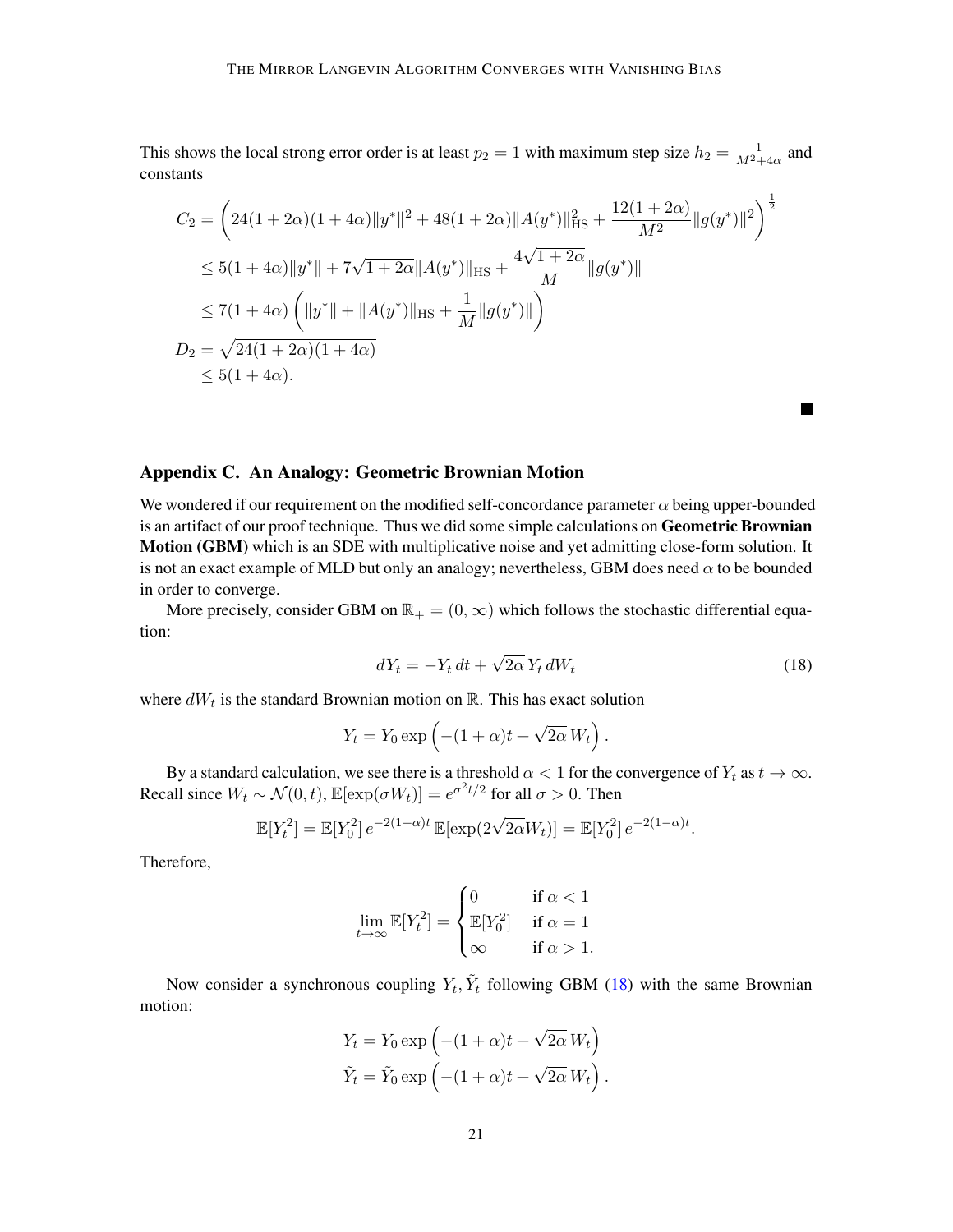This shows the local strong error order is at least $p_2 = 1$ with maximum step size $h_2 = \frac{1}{M^2+4\alpha}$ and constants

$$
\begin{aligned}
C_2 &= \left(24(1+2\alpha)(1+4\alpha)\|y^*\|^2 + 48(1+2\alpha)\|A(y^*)\|_{\mathrm{HS}}^2 + \frac{12(1+2\alpha)}{M^2}\|g(y^*)\|^2\right)^{\frac{1}{2}} \\
&\le 5(1+4\alpha)\|y^*\| + 7\sqrt{1+2\alpha}\|A(y^*)\|_{\mathrm{HS}} + \frac{4\sqrt{1+2\alpha}}{M}\|g(y^*)\| \\
&\le 7(1+4\alpha)\left(\|y^*\| + \|A(y^*)\|_{\mathrm{HS}} + \frac{1}{M}\|g(y^*)\|\right) \\
D_2 &= \sqrt{24(1+2\alpha)(1+4\alpha)} \\
&\le 5(1+4\alpha).
\end{aligned}
$$

■

## Appendix C. An Analogy: Geometric Brownian Motion

We wondered if our requirement on the modified self-concordance parameter $\alpha$ being upper-bounded is an artifact of our proof technique. Thus we did some simple calculations on **Geometric Brownian Motion (GBM)** which is an SDE with multiplicative noise and yet admitting close-form solution. It is not an exact example of MLD but only an analogy; nevertheless, GBM does need $\alpha$ to be bounded in order to converge.

More precisely, consider GBM on $\mathbb{R}_+ = (0, \infty)$ which follows the stochastic differential equation:

$$
dY_t = -Y_t\,dt + \sqrt{2\alpha}\,Y_t\,dW_t \tag{18}
$$

where $dW_t$ is the standard Brownian motion on $\mathbb{R}$. This has exact solution

$$
Y_t = Y_0 \exp\left(-(1+\alpha)t + \sqrt{2\alpha}\,W_t\right).
$$

By a standard calculation, we see there is a threshold $\alpha < 1$ for the convergence of $Y_t$ as $t \to \infty$. Recall since $W_t \sim \mathcal{N}(0, t)$, $\mathbb{E}[\exp(\sigma W_t)] = e^{\sigma^2 t/2}$ for all $\sigma > 0$. Then

$$
\mathbb{E}[Y_t^2] = \mathbb{E}[Y_0^2]\,e^{-2(1+\alpha)t}\,\mathbb{E}[\exp(2\sqrt{2\alpha}W_t)] = \mathbb{E}[Y_0^2]\,e^{-2(1-\alpha)t}.
$$

Therefore,

$$
\lim_{t\to\infty} \mathbb{E}[Y_t^2] = \begin{cases} 0 & \text{if } \alpha < 1 \\ \mathbb{E}[Y_0^2] & \text{if } \alpha = 1 \\ \infty & \text{if } \alpha > 1. \end{cases}
$$

Now consider a synchronous coupling $Y_t, \tilde{Y}_t$ following GBM (18) with the same Brownian motion:

$$
\begin{aligned}
Y_t &= Y_0 \exp\left(-(1+\alpha)t + \sqrt{2\alpha}\,W_t\right) \\
\tilde{Y}_t &= \tilde{Y}_0 \exp\left(-(1+\alpha)t + \sqrt{2\alpha}\,W_t\right).
\end{aligned}
$$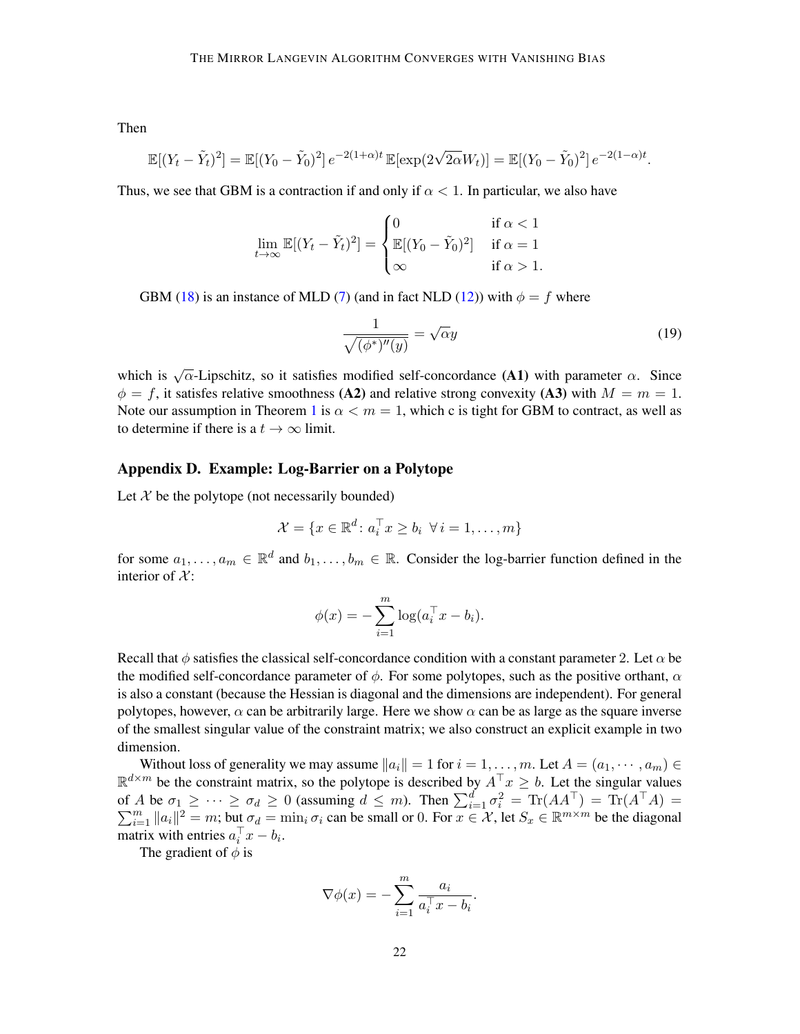Then

$$\mathbb{E}[(Y_t - \tilde{Y}_t)^2] = \mathbb{E}[(Y_0 - \tilde{Y}_0)^2]\, e^{-2(1+\alpha)t}\, \mathbb{E}[\exp(2\sqrt{2\alpha} W_t)] = \mathbb{E}[(Y_0 - \tilde{Y}_0)^2]\, e^{-2(1-\alpha)t}.$$

Thus, we see that GBM is a contraction if and only if $\alpha < 1$. In particular, we also have

$$\lim_{t\to\infty} \mathbb{E}[(Y_t - \tilde{Y}_t)^2] = \begin{cases} 0 & \text{if } \alpha < 1 \\ \mathbb{E}[(Y_0 - \tilde{Y}_0)^2] & \text{if } \alpha = 1 \\ \infty & \text{if } \alpha > 1. \end{cases}$$

GBM (18) is an instance of MLD (7) (and in fact NLD (12)) with $\phi = f$ where

$$\frac{1}{\sqrt{(\phi^*)''(y)}} = \sqrt{\alpha} y \tag{19}$$

which is $\sqrt{\alpha}$-Lipschitz, so it satisfies modified self-concordance **(A1)** with parameter $\alpha$. Since $\phi = f$, it satisfes relative smoothness **(A2)** and relative strong convexity **(A3)** with $M = m = 1$. Note our assumption in Theorem 1 is $\alpha < m = 1$, which c is tight for GBM to contract, as well as to determine if there is a $t \to \infty$ limit.

## Appendix D. Example: Log-Barrier on a Polytope

Let $\mathcal{X}$ be the polytope (not necessarily bounded)

$$\mathcal{X} = \{x \in \mathbb{R}^d \colon a_i^\top x \ge b_i \;\; \forall\, i = 1, \dots, m\}$$

for some $a_1, \dots, a_m \in \mathbb{R}^d$ and $b_1, \dots, b_m \in \mathbb{R}$. Consider the log-barrier function defined in the interior of $\mathcal{X}$:

$$\phi(x) = -\sum_{i=1}^m \log(a_i^\top x - b_i).$$

Recall that $\phi$ satisfies the classical self-concordance condition with a constant parameter 2. Let $\alpha$ be the modified self-concordance parameter of $\phi$. For some polytopes, such as the positive orthant, $\alpha$ is also a constant (because the Hessian is diagonal and the dimensions are independent). For general polytopes, however, $\alpha$ can be arbitrarily large. Here we show $\alpha$ can be as large as the square inverse of the smallest singular value of the constraint matrix; we also construct an explicit example in two dimension.

Without loss of generality we may assume $\|a_i\| = 1$ for $i = 1, \dots, m$. Let $A = (a_1, \cdots, a_m) \in \mathbb{R}^{d\times m}$ be the constraint matrix, so the polytope is described by $A^\top x \ge b$. Let the singular values of $A$ be $\sigma_1 \ge \cdots \ge \sigma_d \ge 0$ (assuming $d \le m$). Then $\sum_{i=1}^d \sigma_i^2 = \mathrm{Tr}(AA^\top) = \mathrm{Tr}(A^\top A) = \sum_{i=1}^m \|a_i\|^2 = m$; but $\sigma_d = \min_i \sigma_i$ can be small or 0. For $x \in \mathcal{X}$, let $S_x \in \mathbb{R}^{m\times m}$ be the diagonal matrix with entries $a_i^\top x - b_i$.

The gradient of $\phi$ is

$$\nabla\phi(x) = -\sum_{i=1}^m \frac{a_i}{a_i^\top x - b_i}.$$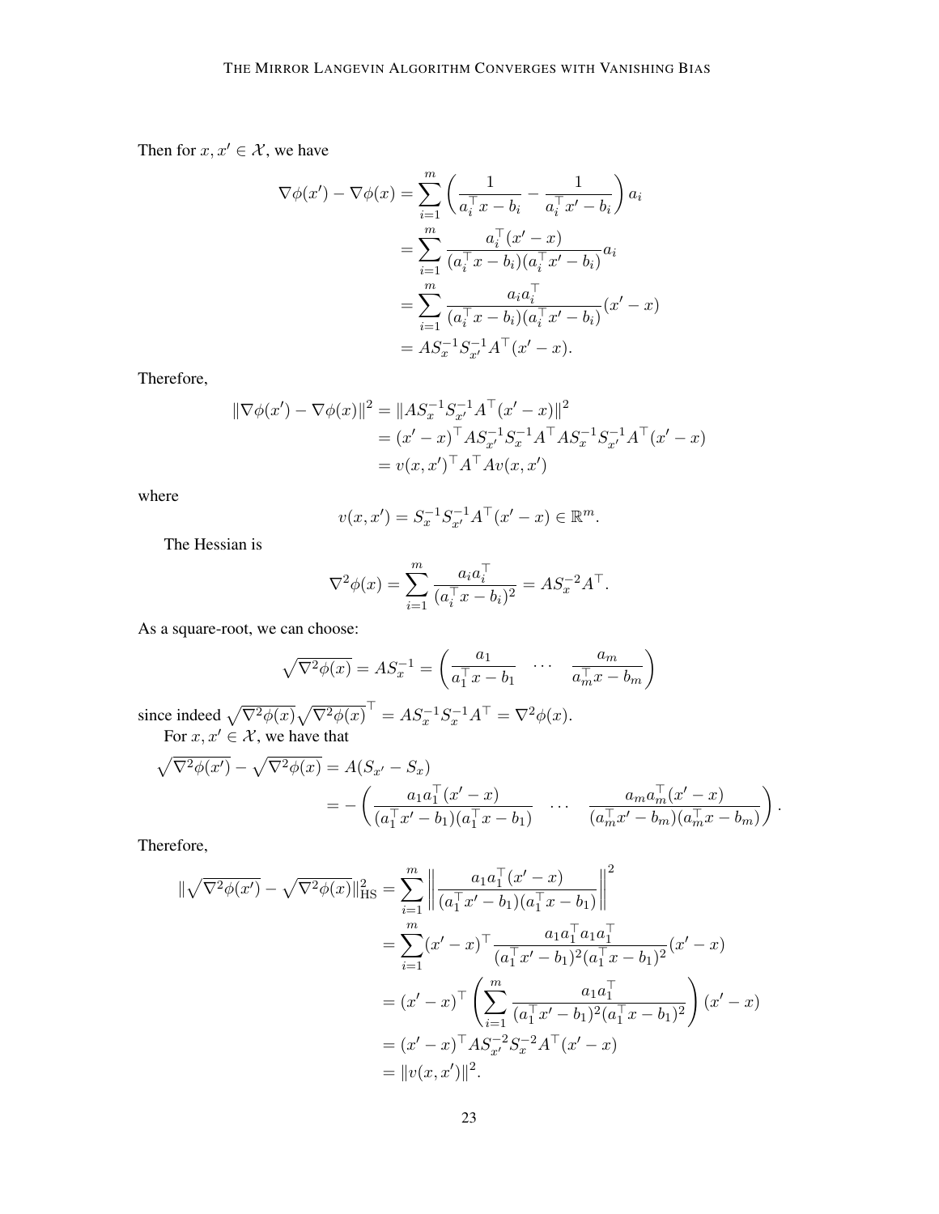Then for $x, x' \in \mathcal{X}$, we have

$$
\begin{aligned}
\nabla \phi(x') - \nabla \phi(x) &= \sum_{i=1}^m \left( \frac{1}{a_i^\top x - b_i} - \frac{1}{a_i^\top x' - b_i} \right) a_i \\
&= \sum_{i=1}^m \frac{a_i^\top (x' - x)}{(a_i^\top x - b_i)(a_i^\top x' - b_i)} a_i \\
&= \sum_{i=1}^m \frac{a_i a_i^\top}{(a_i^\top x - b_i)(a_i^\top x' - b_i)} (x' - x) \\
&= A S_x^{-1} S_{x'}^{-1} A^\top (x' - x).
\end{aligned}
$$

Therefore,

$$
\begin{aligned}
\|\nabla \phi(x') - \nabla \phi(x)\|^2 &= \|A S_x^{-1} S_{x'}^{-1} A^\top (x' - x)\|^2 \\
&= (x' - x)^\top A S_{x'}^{-1} S_x^{-1} A^\top A S_x^{-1} S_{x'}^{-1} A^\top (x' - x) \\
&= v(x, x')^\top A^\top A v(x, x')
\end{aligned}
$$

where

$$
v(x, x') = S_x^{-1} S_{x'}^{-1} A^\top (x' - x) \in \mathbb{R}^m.
$$

The Hessian is

$$
\nabla^2 \phi(x) = \sum_{i=1}^m \frac{a_i a_i^\top}{(a_i^\top x - b_i)^2} = A S_x^{-2} A^\top.
$$

As a square-root, we can choose:

$$
\sqrt{\nabla^2 \phi(x)} = A S_x^{-1} = \begin{pmatrix} \frac{a_1}{a_1^\top x - b_1} & \cdots & \frac{a_m}{a_m^\top x - b_m} \end{pmatrix}
$$

since indeed $\sqrt{\nabla^2 \phi(x)} \sqrt{\nabla^2 \phi(x)}^\top = A S_x^{-1} S_x^{-1} A^\top = \nabla^2 \phi(x)$.

For $x, x' \in \mathcal{X}$, we have that

$$
\begin{aligned}
\sqrt{\nabla^2 \phi(x')} - \sqrt{\nabla^2 \phi(x)} &= A (S_{x'} - S_x) \\
&= - \begin{pmatrix} \frac{a_1 a_1^\top (x' - x)}{(a_1^\top x' - b_1)(a_1^\top x - b_1)} & \cdots & \frac{a_m a_m^\top (x' - x)}{(a_m^\top x' - b_m)(a_m^\top x - b_m)} \end{pmatrix}.
\end{aligned}
$$

Therefore,

$$
\begin{aligned}
\|\sqrt{\nabla^2 \phi(x')} - \sqrt{\nabla^2 \phi(x)}\|_{\mathrm{HS}}^2 &= \sum_{i=1}^m \left\| \frac{a_1 a_1^\top (x' - x)}{(a_1^\top x' - b_1)(a_1^\top x - b_1)} \right\|^2 \\
&= \sum_{i=1}^m (x' - x)^\top \frac{a_1 a_1^\top a_1 a_1^\top}{(a_1^\top x' - b_1)^2 (a_1^\top x - b_1)^2} (x' - x) \\
&= (x' - x)^\top \left( \sum_{i=1}^m \frac{a_1 a_1^\top}{(a_1^\top x' - b_1)^2 (a_1^\top x - b_1)^2} \right) (x' - x) \\
&= (x' - x)^\top A S_{x'}^{-2} S_x^{-2} A^\top (x' - x) \\
&= \|v(x, x')\|^2.
\end{aligned}
$$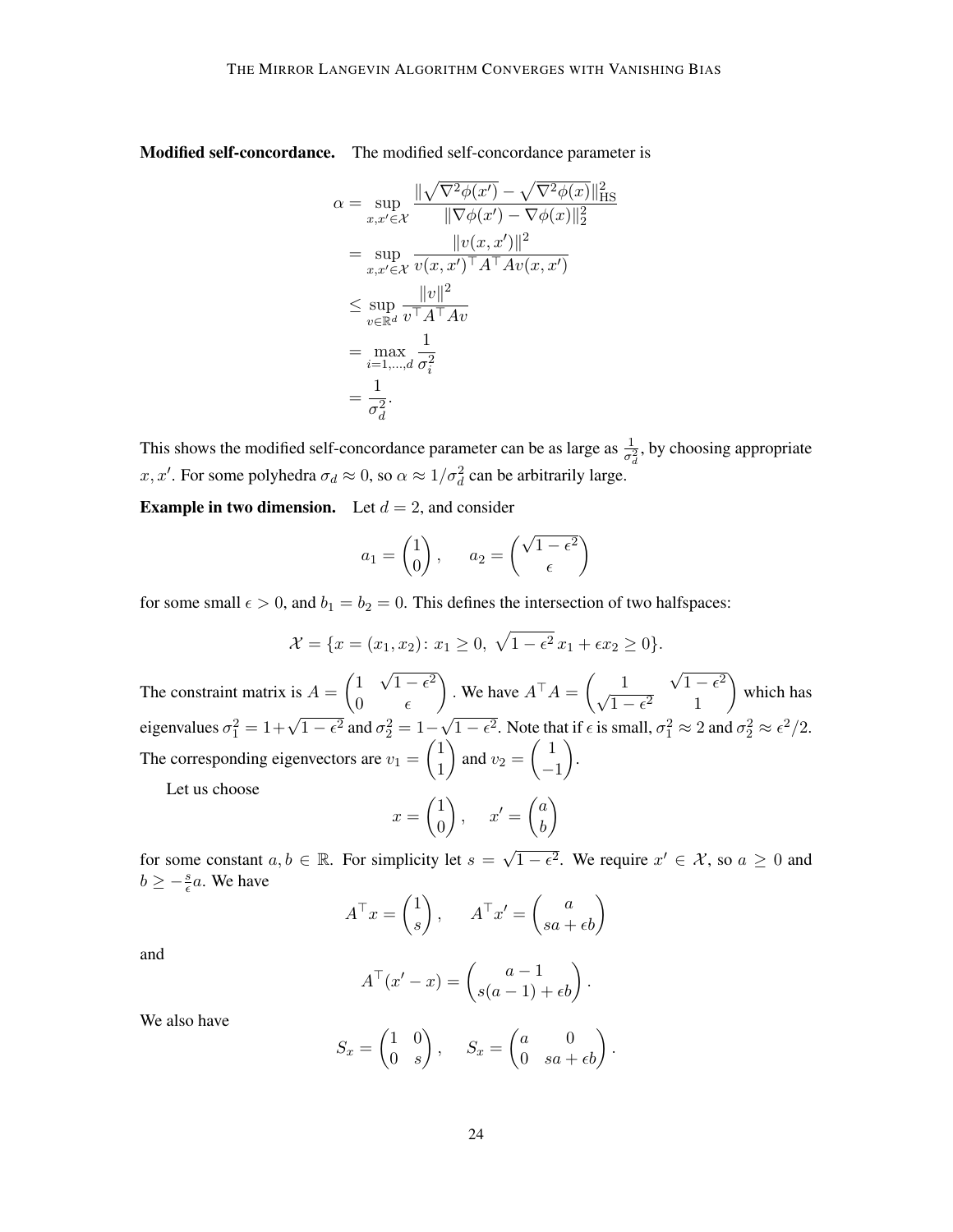**Modified self-concordance.** The modified self-concordance parameter is

$$
\begin{aligned}
\alpha &= \sup_{x,x' \in \mathcal{X}} \frac{\|\sqrt{\nabla^2 \phi(x')} - \sqrt{\nabla^2 \phi(x)}\|_{\mathrm{HS}}^2}{\|\nabla \phi(x') - \nabla \phi(x)\|_2^2} \\
&= \sup_{x,x' \in \mathcal{X}} \frac{\|v(x,x')\|^2}{v(x,x')^\top A^\top A v(x,x')} \\
&\leq \sup_{v \in \mathbb{R}^d} \frac{\|v\|^2}{v^\top A^\top A v} \\
&= \max_{i=1,\dots,d} \frac{1}{\sigma_i^2} \\
&= \frac{1}{\sigma_d^2}.
\end{aligned}
$$

This shows the modified self-concordance parameter can be as large as $\frac{1}{\sigma_d^2}$, by choosing appropriate $x, x'$. For some polyhedra $\sigma_d \approx 0$, so $\alpha \approx 1/\sigma_d^2$ can be arbitrarily large.

**Example in two dimension.** Let $d = 2$, and consider

$$
a_1 = \begin{pmatrix} 1 \\ 0 \end{pmatrix}, \qquad a_2 = \begin{pmatrix} \sqrt{1-\epsilon^2} \\ \epsilon \end{pmatrix}
$$

for some small $\epsilon > 0$, and $b_1 = b_2 = 0$. This defines the intersection of two halfspaces:

$$
\mathcal{X} = \{x = (x_1, x_2) \colon x_1 \geq 0, \ \sqrt{1-\epsilon^2}\, x_1 + \epsilon x_2 \geq 0\}.
$$

The constraint matrix is $A = \begin{pmatrix} 1 & \sqrt{1-\epsilon^2} \\ 0 & \epsilon \end{pmatrix}$. We have $A^\top A = \begin{pmatrix} 1 & \sqrt{1-\epsilon^2} \\ \sqrt{1-\epsilon^2} & 1 \end{pmatrix}$ which has eigenvalues $\sigma_1^2 = 1 + \sqrt{1-\epsilon^2}$ and $\sigma_2^2 = 1 - \sqrt{1-\epsilon^2}$. Note that if $\epsilon$ is small, $\sigma_1^2 \approx 2$ and $\sigma_2^2 \approx \epsilon^2/2$. The corresponding eigenvectors are $v_1 = \begin{pmatrix} 1 \\ 1 \end{pmatrix}$ and $v_2 = \begin{pmatrix} 1 \\ -1 \end{pmatrix}$.

Let us choose

$$
x = \begin{pmatrix} 1 \\ 0 \end{pmatrix}, \qquad x' = \begin{pmatrix} a \\ b \end{pmatrix}
$$

for some constant $a, b \in \mathbb{R}$. For simplicity let $s = \sqrt{1-\epsilon^2}$. We require $x' \in \mathcal{X}$, so $a \geq 0$ and $b \geq -\frac{s}{\epsilon} a$. We have

$$
A^\top x = \begin{pmatrix} 1 \\ s \end{pmatrix}, \qquad A^\top x' = \begin{pmatrix} a \\ sa + \epsilon b \end{pmatrix}
$$

and

$$
A^\top (x' - x) = \begin{pmatrix} a - 1 \\ s(a-1) + \epsilon b \end{pmatrix}.
$$

We also have

$$
S_x = \begin{pmatrix} 1 & 0 \\ 0 & s \end{pmatrix}, \qquad S_x = \begin{pmatrix} a & 0 \\ 0 & sa + \epsilon b \end{pmatrix}.
$$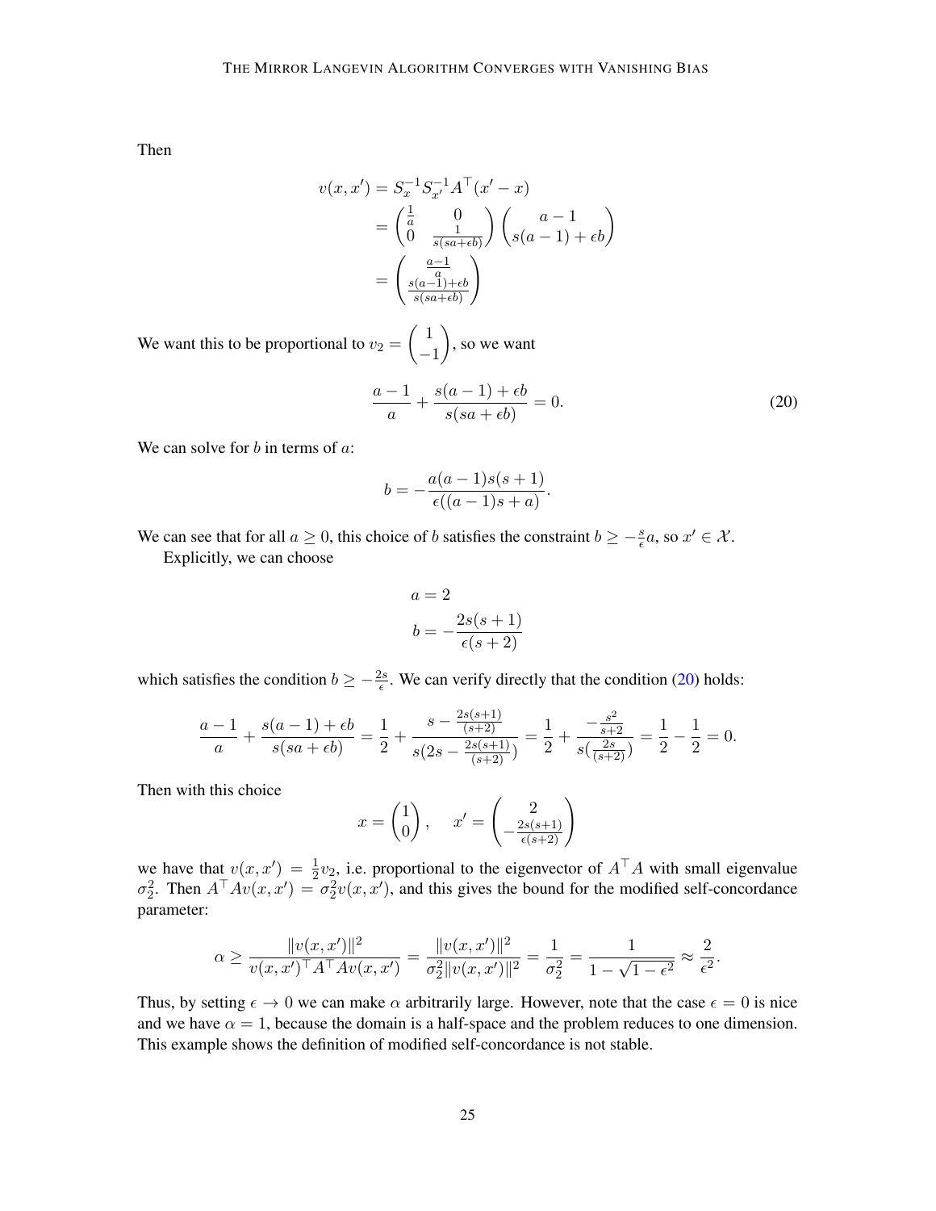Then

$$
\begin{aligned}
v(x, x') &= S_x^{-1} S_{x'}^{-1} A^\top (x' - x) \\
&= \begin{pmatrix} \frac{1}{a} & 0 \\ 0 & \frac{1}{s(sa+\epsilon b)} \end{pmatrix} \begin{pmatrix} a-1 \\ s(a-1)+\epsilon b \end{pmatrix} \\
&= \begin{pmatrix} \frac{a-1}{a} \\ \frac{s(a-1)+\epsilon b}{s(sa+\epsilon b)} \end{pmatrix}
\end{aligned}
$$

We want this to be proportional to $v_2 = \begin{pmatrix} 1 \\ -1 \end{pmatrix}$, so we want

$$
\frac{a-1}{a} + \frac{s(a-1)+\epsilon b}{s(sa+\epsilon b)} = 0. \tag{20}
$$

We can solve for $b$ in terms of $a$:

$$
b = -\frac{a(a-1)s(s+1)}{\epsilon((a-1)s + a)}.
$$

We can see that for all $a \geq 0$, this choice of $b$ satisfies the constraint $b \geq -\frac{s}{\epsilon} a$, so $x' \in \mathcal{X}$.

Explicitly, we can choose

$$
\begin{aligned}
a &= 2 \\
b &= -\frac{2s(s+1)}{\epsilon(s+2)}
\end{aligned}
$$

which satisfies the condition $b \geq -\frac{2s}{\epsilon}$. We can verify directly that the condition (20) holds:

$$
\frac{a-1}{a} + \frac{s(a-1)+\epsilon b}{s(sa+\epsilon b)} = \frac{1}{2} + \frac{s - \frac{2s(s+1)}{(s+2)}}{s(2s - \frac{2s(s+1)}{(s+2)})} = \frac{1}{2} + \frac{-\frac{s^2}{s+2}}{s(\frac{2s}{(s+2)})} = \frac{1}{2} - \frac{1}{2} = 0.
$$

Then with this choice

$$
x = \begin{pmatrix} 1 \\ 0 \end{pmatrix}, \quad x' = \begin{pmatrix} 2 \\ -\frac{2s(s+1)}{\epsilon(s+2)} \end{pmatrix}
$$

we have that $v(x, x') = \frac{1}{2} v_2$, i.e. proportional to the eigenvector of $A^\top A$ with small eigenvalue $\sigma_2^2$. Then $A^\top A v(x, x') = \sigma_2^2 v(x, x')$, and this gives the bound for the modified self-concordance parameter:

$$
\alpha \geq \frac{\|v(x, x')\|^2}{v(x, x')^\top A^\top A v(x, x')} = \frac{\|v(x, x')\|^2}{\sigma_2^2 \|v(x, x')\|^2} = \frac{1}{\sigma_2^2} = \frac{1}{1 - \sqrt{1 - \epsilon^2}} \approx \frac{2}{\epsilon^2}.
$$

Thus, by setting $\epsilon \to 0$ we can make $\alpha$ arbitrarily large. However, note that the case $\epsilon = 0$ is nice and we have $\alpha = 1$, because the domain is a half-space and the problem reduces to one dimension. This example shows the definition of modified self-concordance is not stable.